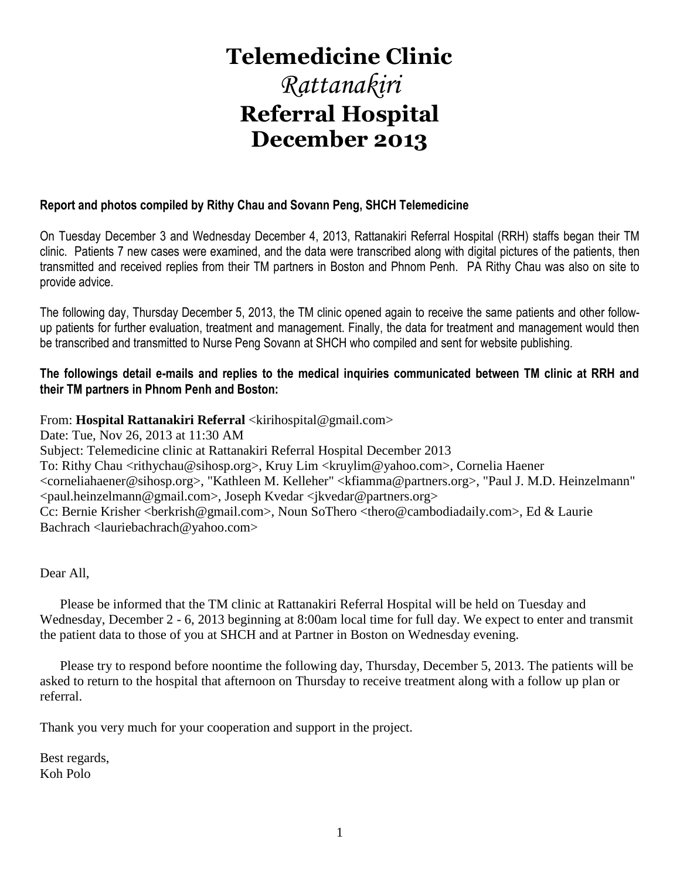# Telemedicine Clinic
# *Rattanakiri*
# Referral Hospital
# December 2013

**Report and photos compiled by Rithy Chau and Sovann Peng, SHCH Telemedicine**

On Tuesday December 3 and Wednesday December 4, 2013, Rattanakiri Referral Hospital (RRH) staffs began their TM clinic. Patients 7 new cases were examined, and the data were transcribed along with digital pictures of the patients, then transmitted and received replies from their TM partners in Boston and Phnom Penh. PA Rithy Chau was also on site to provide advice.

The following day, Thursday December 5, 2013, the TM clinic opened again to receive the same patients and other follow-up patients for further evaluation, treatment and management. Finally, the data for treatment and management would then be transcribed and transmitted to Nurse Peng Sovann at SHCH who compiled and sent for website publishing.

**The followings detail e-mails and replies to the medical inquiries communicated between TM clinic at RRH and their TM partners in Phnom Penh and Boston:**

From: **Hospital Rattanakiri Referral** <kirihospital@gmail.com>
Date: Tue, Nov 26, 2013 at 11:30 AM
Subject: Telemedicine clinic at Rattanakiri Referral Hospital December 2013
To: Rithy Chau <rithychau@sihosp.org>, Kruy Lim <kruylim@yahoo.com>, Cornelia Haener <corneliahaener@sihosp.org>, "Kathleen M. Kelleher" <kfiamma@partners.org>, "Paul J. M.D. Heinzelmann" <paul.heinzelmann@gmail.com>, Joseph Kvedar <jkvedar@partners.org>
Cc: Bernie Krisher <berkrish@gmail.com>, Noun SoThero <thero@cambodiadaily.com>, Ed & Laurie Bachrach <lauriebachrach@yahoo.com>

Dear All,

Please be informed that the TM clinic at Rattanakiri Referral Hospital will be held on Tuesday and Wednesday, December 2 - 6, 2013 beginning at 8:00am local time for full day. We expect to enter and transmit the patient data to those of you at SHCH and at Partner in Boston on Wednesday evening.

Please try to respond before noontime the following day, Thursday, December 5, 2013. The patients will be asked to return to the hospital that afternoon on Thursday to receive treatment along with a follow up plan or referral.

Thank you very much for your cooperation and support in the project.

Best regards,
Koh Polo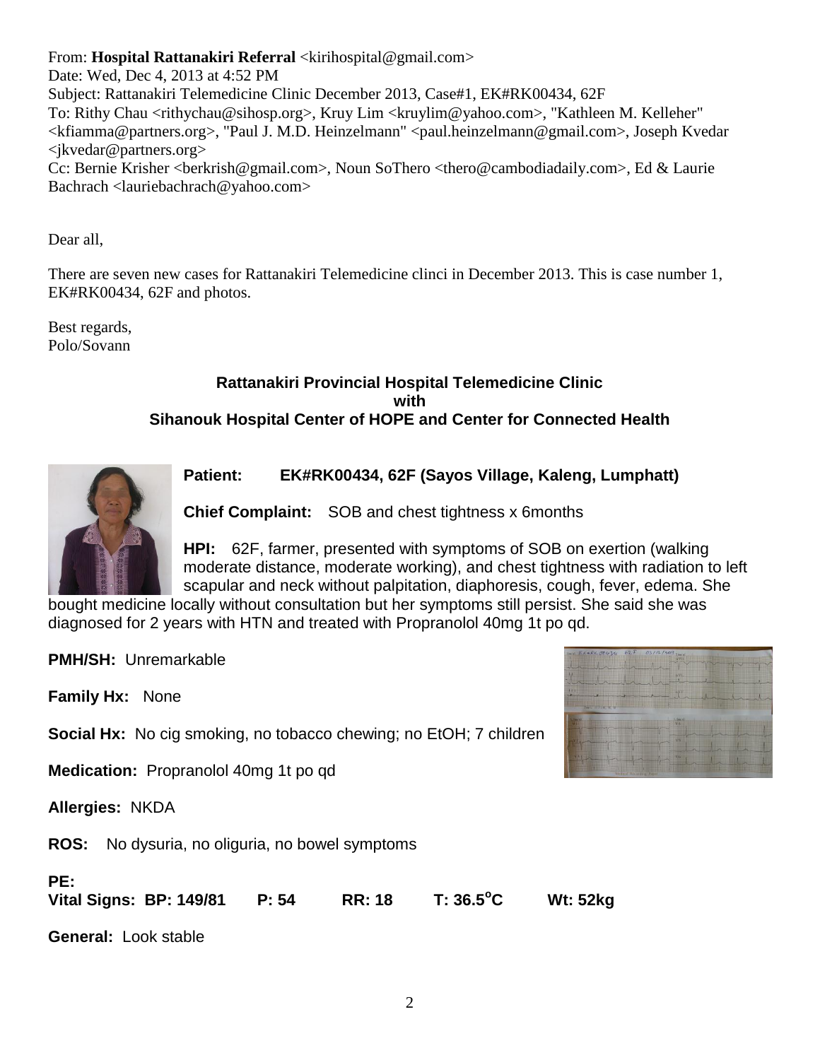From: **Hospital Rattanakiri Referral** <kirihospital@gmail.com>
Date: Wed, Dec 4, 2013 at 4:52 PM
Subject: Rattanakiri Telemedicine Clinic December 2013, Case#1, EK#RK00434, 62F
To: Rithy Chau <rithychau@sihosp.org>, Kruy Lim <kruylim@yahoo.com>, "Kathleen M. Kelleher" <kfiamma@partners.org>, "Paul J. M.D. Heinzelmann" <paul.heinzelmann@gmail.com>, Joseph Kvedar <jkvedar@partners.org>
Cc: Bernie Krisher <berkrish@gmail.com>, Noun SoThero <thero@cambodiadaily.com>, Ed & Laurie Bachrach <lauriebachrach@yahoo.com>

Dear all,

There are seven new cases for Rattanakiri Telemedicine clinci in December 2013. This is case number 1, EK#RK00434, 62F and photos.

Best regards,
Polo/Sovann

**Rattanakiri Provincial Hospital Telemedicine Clinic**
**with**
**Sihanouk Hospital Center of HOPE and Center for Connected Health**

**Patient:** **EK#RK00434, 62F (Sayos Village, Kaleng, Lumphatt)**

**Chief Complaint:** SOB and chest tightness x 6months

**HPI:** 62F, farmer, presented with symptoms of SOB on exertion (walking moderate distance, moderate working), and chest tightness with radiation to left scapular and neck without palpitation, diaphoresis, cough, fever, edema. She bought medicine locally without consultation but her symptoms still persist. She said she was diagnosed for 2 years with HTN and treated with Propranolol 40mg 1t po qd.

**PMH/SH:** Unremarkable

**Family Hx:** None

**Social Hx:** No cig smoking, no tobacco chewing; no EtOH; 7 children

**Medication:** Propranolol 40mg 1t po qd

**Allergies:** NKDA

**ROS:** No dysuria, no oliguria, no bowel symptoms

**PE:**
**Vital Signs: BP: 149/81 P: 54 RR: 18 T: 36.5°C Wt: 52kg**

**General:** Look stable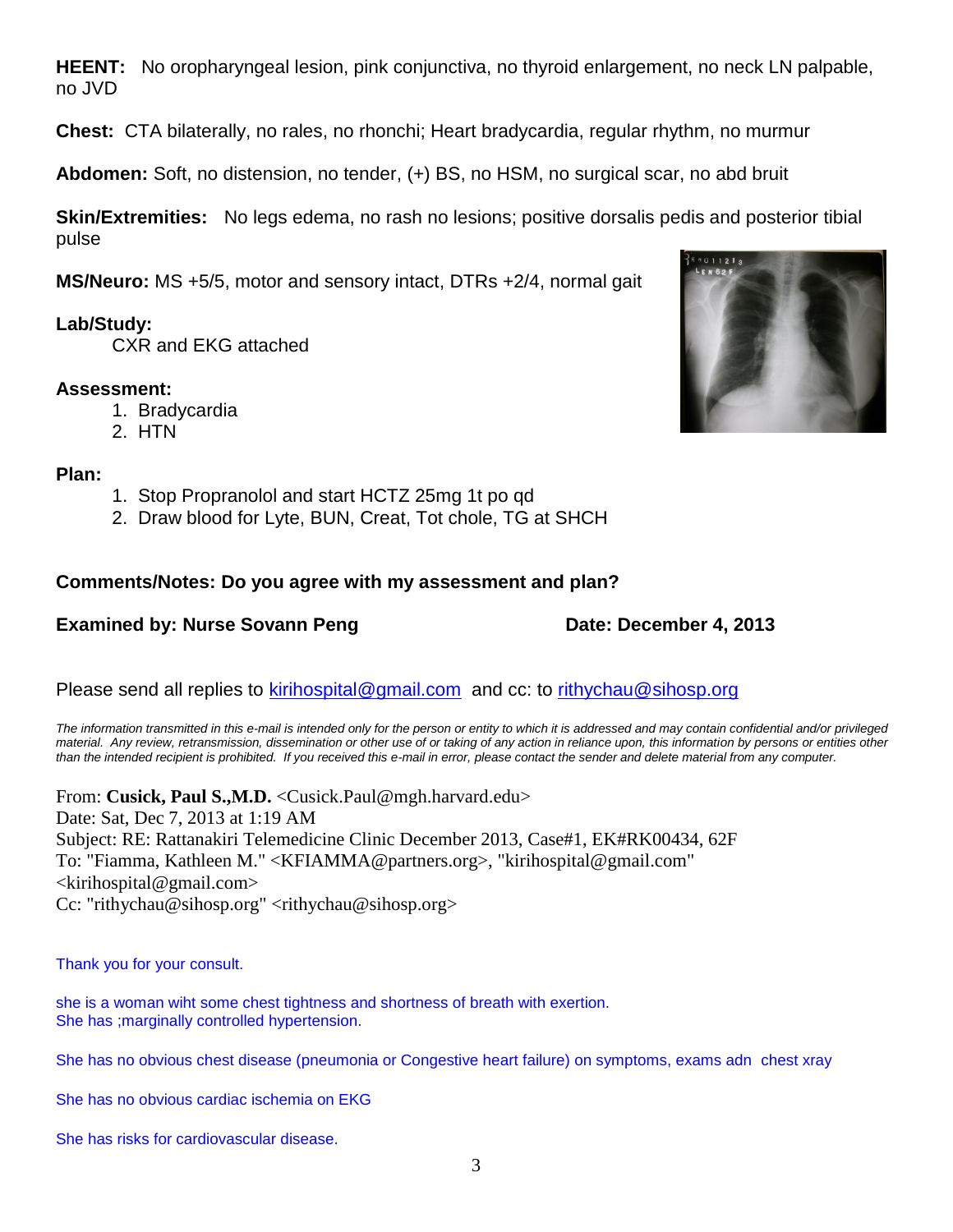**HEENT:** No oropharyngeal lesion, pink conjunctiva, no thyroid enlargement, no neck LN palpable, no JVD

**Chest:** CTA bilaterally, no rales, no rhonchi; Heart bradycardia, regular rhythm, no murmur

**Abdomen:** Soft, no distension, no tender, (+) BS, no HSM, no surgical scar, no abd bruit

**Skin/Extremities:** No legs edema, no rash no lesions; positive dorsalis pedis and posterior tibial pulse

**MS/Neuro:** MS +5/5, motor and sensory intact, DTRs +2/4, normal gait

**Lab/Study:**

CXR and EKG attached

**Assessment:**

1. Bradycardia
2. HTN

**Plan:**

1. Stop Propranolol and start HCTZ 25mg 1t po qd
2. Draw blood for Lyte, BUN, Creat, Tot chole, TG at SHCH

**Comments/Notes: Do you agree with my assessment and plan?**

**Examined by: Nurse Sovann Peng** **Date: December 4, 2013**

Please send all replies to kirihospital@gmail.com and cc: to rithychau@sihosp.org

*The information transmitted in this e-mail is intended only for the person or entity to which it is addressed and may contain confidential and/or privileged material. Any review, retransmission, dissemination or other use of or taking of any action in reliance upon, this information by persons or entities other than the intended recipient is prohibited. If you received this e-mail in error, please contact the sender and delete material from any computer.*

From: **Cusick, Paul S.,M.D.** <Cusick.Paul@mgh.harvard.edu>
Date: Sat, Dec 7, 2013 at 1:19 AM
Subject: RE: Rattanakiri Telemedicine Clinic December 2013, Case#1, EK#RK00434, 62F
To: "Fiamma, Kathleen M." <KFIAMMA@partners.org>, "kirihospital@gmail.com" <kirihospital@gmail.com>
Cc: "rithychau@sihosp.org" <rithychau@sihosp.org>

Thank you for your consult.

she is a woman wiht some chest tightness and shortness of breath with exertion.
She has ;marginally controlled hypertension.

She has no obvious chest disease (pneumonia or Congestive heart failure) on symptoms, exams adn chest xray

She has no obvious cardiac ischemia on EKG

She has risks for cardiovascular disease.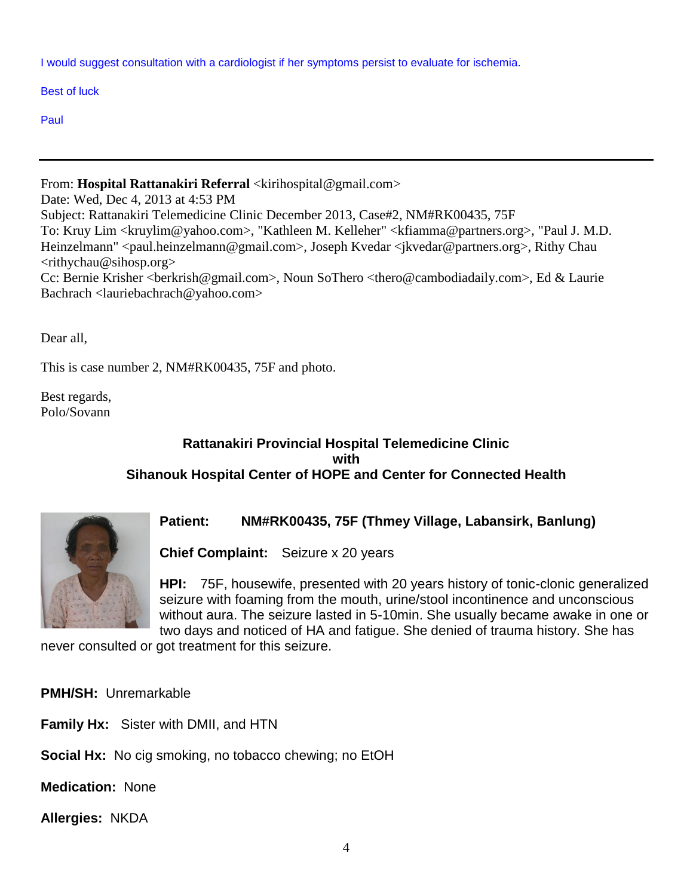I would suggest consultation with a cardiologist if her symptoms persist to evaluate for ischemia.

Best of luck

Paul

---

From: **Hospital Rattanakiri Referral** <kirihospital@gmail.com>
Date: Wed, Dec 4, 2013 at 4:53 PM
Subject: Rattanakiri Telemedicine Clinic December 2013, Case#2, NM#RK00435, 75F
To: Kruy Lim <kruylim@yahoo.com>, "Kathleen M. Kelleher" <kfiamma@partners.org>, "Paul J. M.D. Heinzelmann" <paul.heinzelmann@gmail.com>, Joseph Kvedar <jkvedar@partners.org>, Rithy Chau <rithychau@sihosp.org>
Cc: Bernie Krisher <berkrish@gmail.com>, Noun SoThero <thero@cambodiadaily.com>, Ed & Laurie Bachrach <lauriebachrach@yahoo.com>

Dear all,

This is case number 2, NM#RK00435, 75F and photo.

Best regards,
Polo/Sovann

**Rattanakiri Provincial Hospital Telemedicine Clinic**
**with**
**Sihanouk Hospital Center of HOPE and Center for Connected Health**

**Patient:** **NM#RK00435, 75F (Thmey Village, Labansirk, Banlung)**

**Chief Complaint:** Seizure x 20 years

**HPI:** 75F, housewife, presented with 20 years history of tonic-clonic generalized seizure with foaming from the mouth, urine/stool incontinence and unconscious without aura. The seizure lasted in 5-10min. She usually became awake in one or two days and noticed of HA and fatigue. She denied of trauma history. She has never consulted or got treatment for this seizure.

**PMH/SH:** Unremarkable

**Family Hx:** Sister with DMII, and HTN

**Social Hx:** No cig smoking, no tobacco chewing; no EtOH

**Medication:** None

**Allergies:** NKDA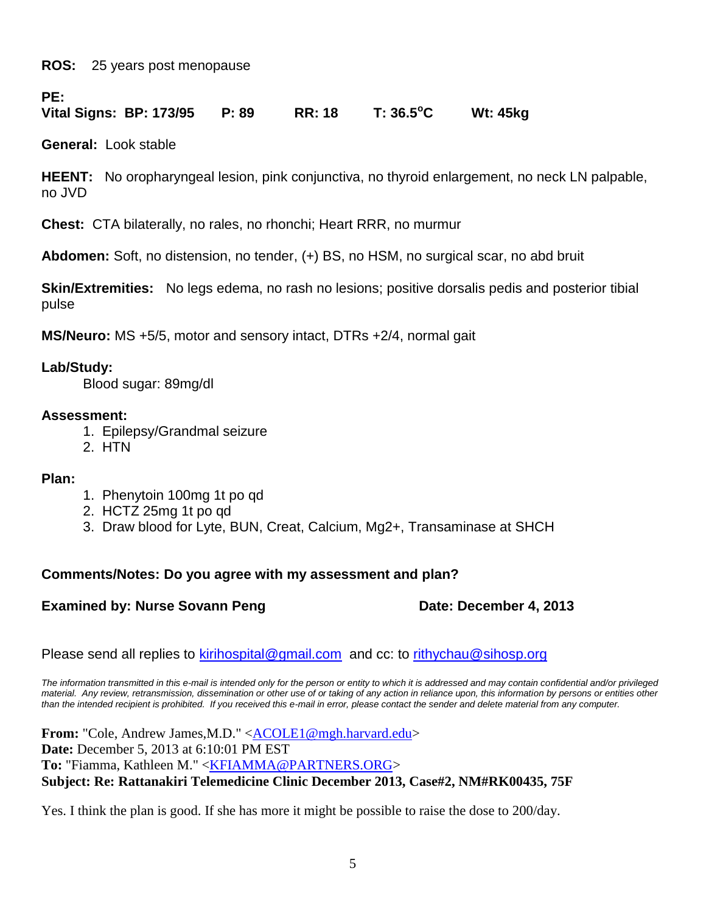**ROS:** 25 years post menopause

**PE:**
**Vital Signs: BP: 173/95 P: 89 RR: 18 T: 36.5$^{o}$C Wt: 45kg**

**General:** Look stable

**HEENT:** No oropharyngeal lesion, pink conjunctiva, no thyroid enlargement, no neck LN palpable, no JVD

**Chest:** CTA bilaterally, no rales, no rhonchi; Heart RRR, no murmur

**Abdomen:** Soft, no distension, no tender, (+) BS, no HSM, no surgical scar, no abd bruit

**Skin/Extremities:** No legs edema, no rash no lesions; positive dorsalis pedis and posterior tibial pulse

**MS/Neuro:** MS +5/5, motor and sensory intact, DTRs +2/4, normal gait

**Lab/Study:**

Blood sugar: 89mg/dl

**Assessment:**

1. Epilepsy/Grandmal seizure
2. HTN

**Plan:**

1. Phenytoin 100mg 1t po qd
2. HCTZ 25mg 1t po qd
3. Draw blood for Lyte, BUN, Creat, Calcium, Mg2+, Transaminase at SHCH

**Comments/Notes: Do you agree with my assessment and plan?**

**Examined by: Nurse Sovann Peng** **Date: December 4, 2013**

Please send all replies to kirihospital@gmail.com and cc: to rithychau@sihosp.org

*The information transmitted in this e-mail is intended only for the person or entity to which it is addressed and may contain confidential and/or privileged material. Any review, retransmission, dissemination or other use of or taking of any action in reliance upon, this information by persons or entities other than the intended recipient is prohibited. If you received this e-mail in error, please contact the sender and delete material from any computer.*

**From:** "Cole, Andrew James,M.D." <ACOLE1@mgh.harvard.edu>
**Date:** December 5, 2013 at 6:10:01 PM EST
**To:** "Fiamma, Kathleen M." <KFIAMMA@PARTNERS.ORG>
**Subject: Re: Rattanakiri Telemedicine Clinic December 2013, Case#2, NM#RK00435, 75F**

Yes. I think the plan is good. If she has more it might be possible to raise the dose to 200/day.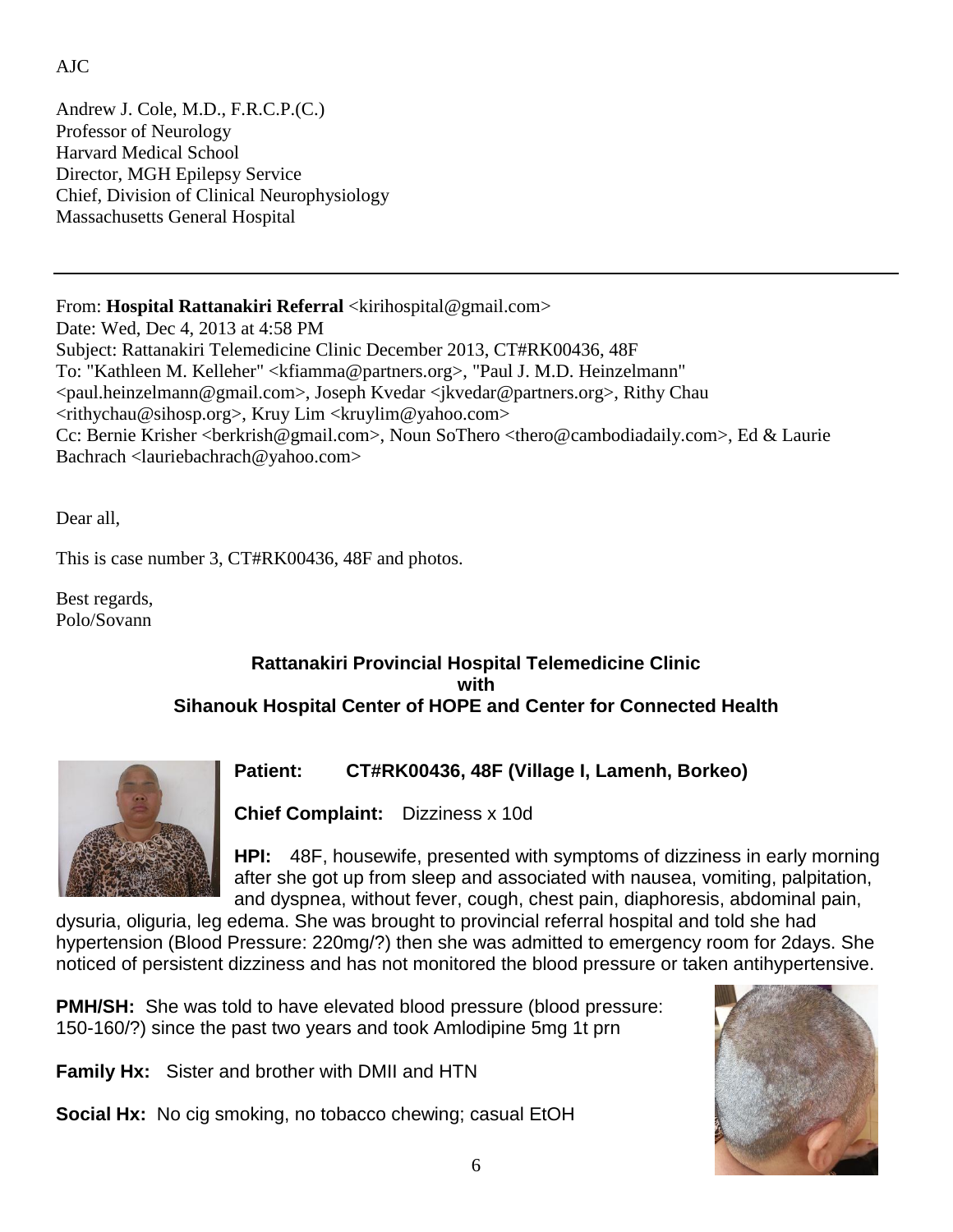AJC

Andrew J. Cole, M.D., F.R.C.P.(C.)
Professor of Neurology
Harvard Medical School
Director, MGH Epilepsy Service
Chief, Division of Clinical Neurophysiology
Massachusetts General Hospital

---

From: **Hospital Rattanakiri Referral** <kirihospital@gmail.com>
Date: Wed, Dec 4, 2013 at 4:58 PM
Subject: Rattanakiri Telemedicine Clinic December 2013, CT#RK00436, 48F
To: "Kathleen M. Kelleher" <kfiamma@partners.org>, "Paul J. M.D. Heinzelmann" <paul.heinzelmann@gmail.com>, Joseph Kvedar <jkvedar@partners.org>, Rithy Chau <rithychau@sihosp.org>, Kruy Lim <kruylim@yahoo.com>
Cc: Bernie Krisher <berkrish@gmail.com>, Noun SoThero <thero@cambodiadaily.com>, Ed & Laurie Bachrach <lauriebachrach@yahoo.com>

Dear all,

This is case number 3, CT#RK00436, 48F and photos.

Best regards,
Polo/Sovann

**Rattanakiri Provincial Hospital Telemedicine Clinic**
**with**
**Sihanouk Hospital Center of HOPE and Center for Connected Health**

**Patient: CT#RK00436, 48F (Village I, Lamenh, Borkeo)**

**Chief Complaint:** Dizziness x 10d

**HPI:** 48F, housewife, presented with symptoms of dizziness in early morning after she got up from sleep and associated with nausea, vomiting, palpitation, and dyspnea, without fever, cough, chest pain, diaphoresis, abdominal pain, dysuria, oliguria, leg edema. She was brought to provincial referral hospital and told she had hypertension (Blood Pressure: 220mg/?) then she was admitted to emergency room for 2days. She noticed of persistent dizziness and has not monitored the blood pressure or taken antihypertensive.

**PMH/SH:** She was told to have elevated blood pressure (blood pressure: 150-160/?) since the past two years and took Amlodipine 5mg 1t prn

**Family Hx:** Sister and brother with DMII and HTN

**Social Hx:** No cig smoking, no tobacco chewing; casual EtOH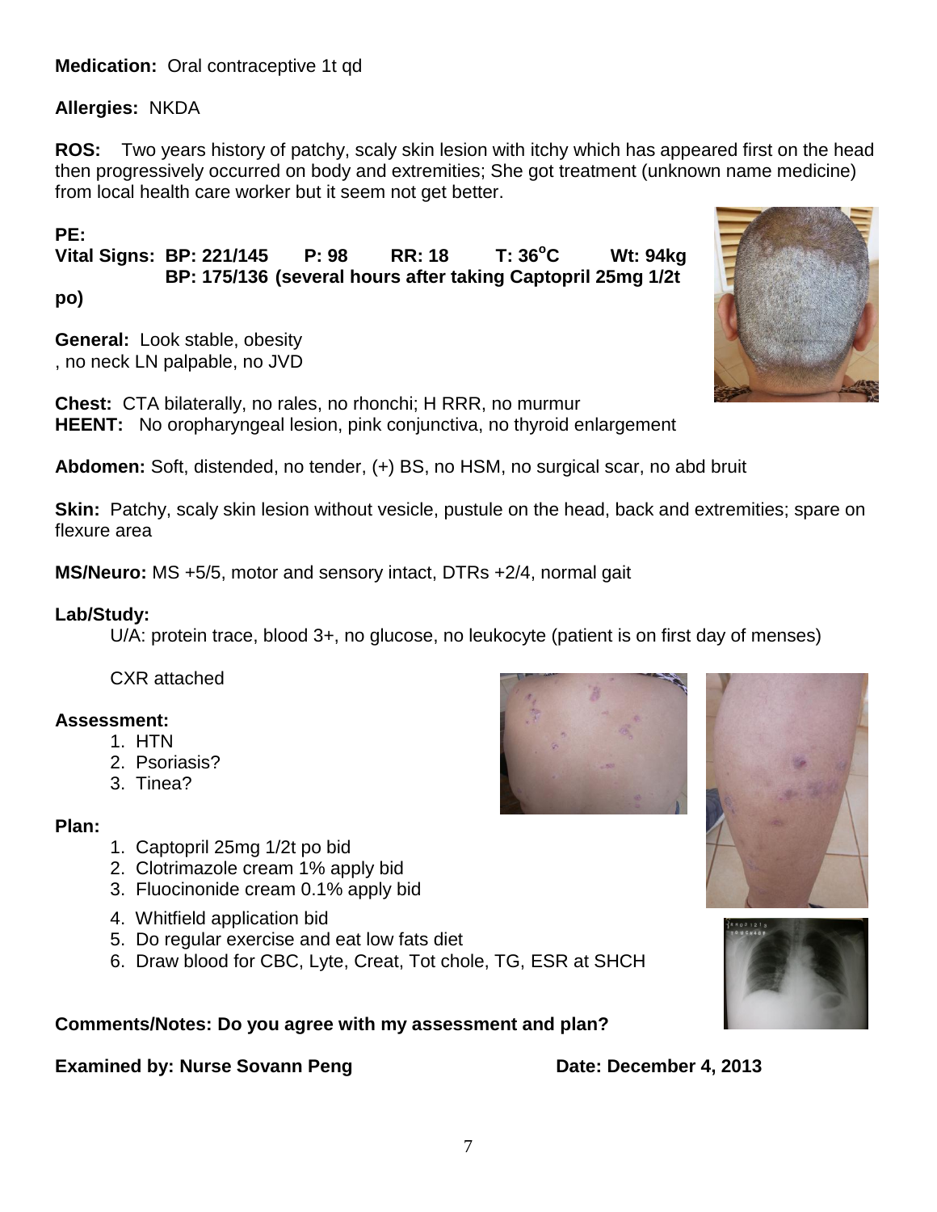**Medication:** Oral contraceptive 1t qd

**Allergies:** NKDA

**ROS:** Two years history of patchy, scaly skin lesion with itchy which has appeared first on the head then progressively occurred on body and extremities; She got treatment (unknown name medicine) from local health care worker but it seem not get better.

**PE:**

**Vital Signs: BP: 221/145 P: 98 RR: 18 T: 36°C Wt: 94kg**
**BP: 175/136 (several hours after taking Captopril 25mg 1/2t po)**

**General:** Look stable, obesity, no neck LN palpable, no JVD

**Chest:** CTA bilaterally, no rales, no rhonchi; H RRR, no murmur

**HEENT:** No oropharyngeal lesion, pink conjunctiva, no thyroid enlargement

**Abdomen:** Soft, distended, no tender, (+) BS, no HSM, no surgical scar, no abd bruit

**Skin:** Patchy, scaly skin lesion without vesicle, pustule on the head, back and extremities; spare on flexure area

**MS/Neuro:** MS +5/5, motor and sensory intact, DTRs +2/4, normal gait

**Lab/Study:**

U/A: protein trace, blood 3+, no glucose, no leukocyte (patient is on first day of menses)

CXR attached

**Assessment:**

1. HTN
2. Psoriasis?
3. Tinea?

**Plan:**

1. Captopril 25mg 1/2t po bid
2. Clotrimazole cream 1% apply bid
3. Fluocinonide cream 0.1% apply bid
4. Whitfield application bid
5. Do regular exercise and eat low fats diet
6. Draw blood for CBC, Lyte, Creat, Tot chole, TG, ESR at SHCH

**Comments/Notes: Do you agree with my assessment and plan?**

**Examined by: Nurse Sovann Peng** **Date: December 4, 2013**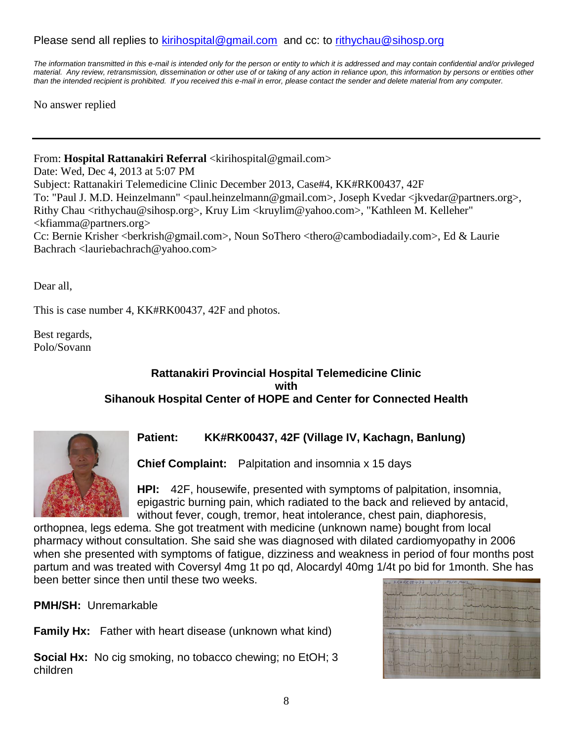Please send all replies to kirihospital@gmail.com and cc: to rithychau@sihosp.org

*The information transmitted in this e-mail is intended only for the person or entity to which it is addressed and may contain confidential and/or privileged material. Any review, retransmission, dissemination or other use of or taking of any action in reliance upon, this information by persons or entities other than the intended recipient is prohibited. If you received this e-mail in error, please contact the sender and delete material from any computer.*

No answer replied

---

From: **Hospital Rattanakiri Referral** <kirihospital@gmail.com>
Date: Wed, Dec 4, 2013 at 5:07 PM
Subject: Rattanakiri Telemedicine Clinic December 2013, Case#4, KK#RK00437, 42F
To: "Paul J. M.D. Heinzelmann" <paul.heinzelmann@gmail.com>, Joseph Kvedar <jkvedar@partners.org>, Rithy Chau <rithychau@sihosp.org>, Kruy Lim <kruylim@yahoo.com>, "Kathleen M. Kelleher" <kfiamma@partners.org>
Cc: Bernie Krisher <berkrish@gmail.com>, Noun SoThero <thero@cambodiadaily.com>, Ed & Laurie Bachrach <lauriebachrach@yahoo.com>

Dear all,

This is case number 4, KK#RK00437, 42F and photos.

Best regards,
Polo/Sovann

**Rattanakiri Provincial Hospital Telemedicine Clinic**
**with**
**Sihanouk Hospital Center of HOPE and Center for Connected Health**

**Patient:** **KK#RK00437, 42F (Village IV, Kachagn, Banlung)**

**Chief Complaint:** Palpitation and insomnia x 15 days

**HPI:** 42F, housewife, presented with symptoms of palpitation, insomnia, epigastric burning pain, which radiated to the back and relieved by antacid, without fever, cough, tremor, heat intolerance, chest pain, diaphoresis, orthopnea, legs edema. She got treatment with medicine (unknown name) bought from local pharmacy without consultation. She said she was diagnosed with dilated cardiomyopathy in 2006 when she presented with symptoms of fatigue, dizziness and weakness in period of four months post partum and was treated with Coversyl 4mg 1t po qd, Alocardyl 40mg 1/4t po bid for 1month. She has been better since then until these two weeks.

**PMH/SH:** Unremarkable

**Family Hx:** Father with heart disease (unknown what kind)

**Social Hx:** No cig smoking, no tobacco chewing; no EtOH; 3 children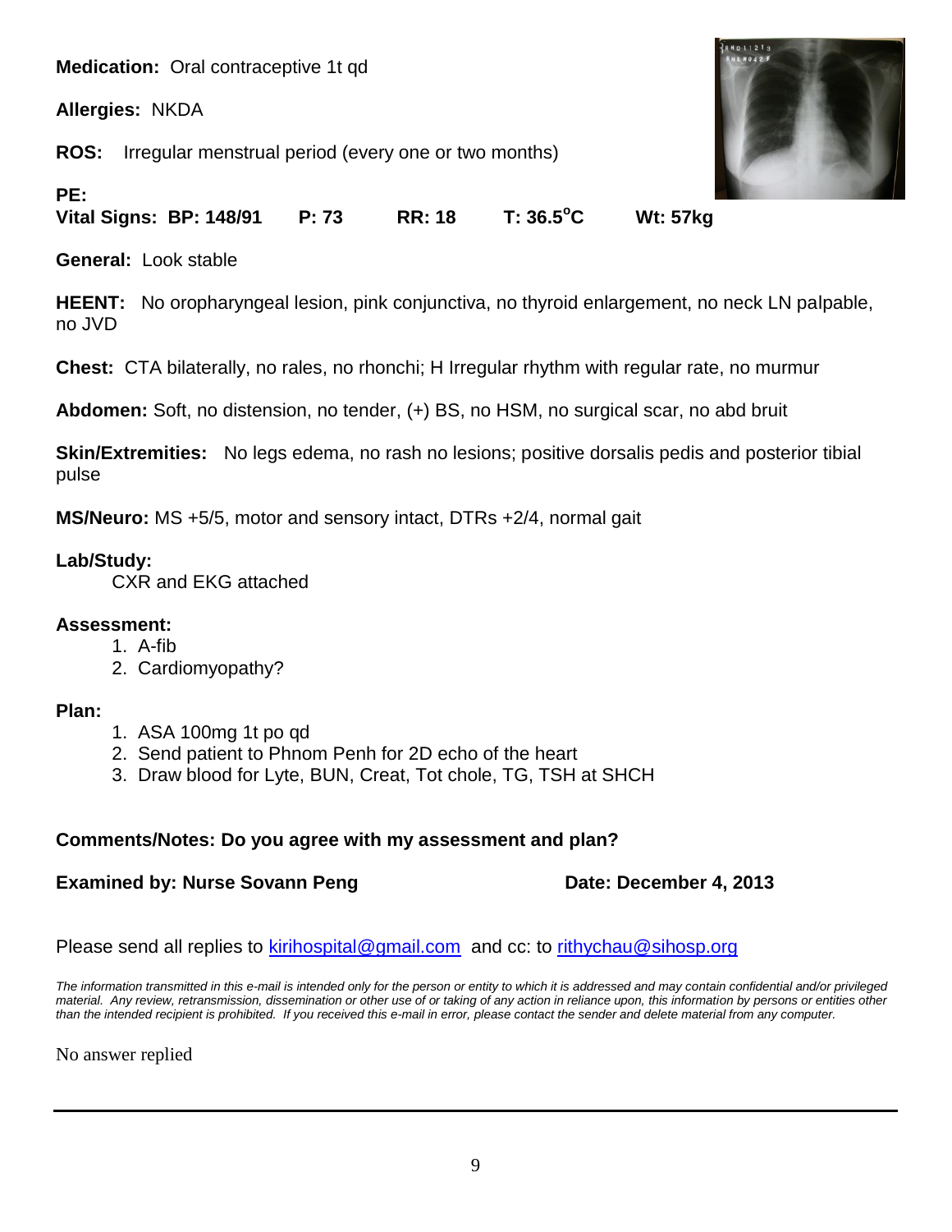**Medication:** Oral contraceptive 1t qd

**Allergies:** NKDA

**ROS:** Irregular menstrual period (every one or two months)

**PE:**
**Vital Signs: BP: 148/91 P: 73 RR: 18 T: 36.5°C Wt: 57kg**

**General:** Look stable

**HEENT:** No oropharyngeal lesion, pink conjunctiva, no thyroid enlargement, no neck LN palpable, no JVD

**Chest:** CTA bilaterally, no rales, no rhonchi; H Irregular rhythm with regular rate, no murmur

**Abdomen:** Soft, no distension, no tender, (+) BS, no HSM, no surgical scar, no abd bruit

**Skin/Extremities:** No legs edema, no rash no lesions; positive dorsalis pedis and posterior tibial pulse

**MS/Neuro:** MS +5/5, motor and sensory intact, DTRs +2/4, normal gait

**Lab/Study:**
CXR and EKG attached

**Assessment:**

1. A-fib
2. Cardiomyopathy?

**Plan:**

1. ASA 100mg 1t po qd
2. Send patient to Phnom Penh for 2D echo of the heart
3. Draw blood for Lyte, BUN, Creat, Tot chole, TG, TSH at SHCH

**Comments/Notes: Do you agree with my assessment and plan?**

**Examined by: Nurse Sovann Peng** **Date: December 4, 2013**

Please send all replies to kirihospital@gmail.com and cc: to rithychau@sihosp.org

*The information transmitted in this e-mail is intended only for the person or entity to which it is addressed and may contain confidential and/or privileged material. Any review, retransmission, dissemination or other use of or taking of any action in reliance upon, this information by persons or entities other than the intended recipient is prohibited. If you received this e-mail in error, please contact the sender and delete material from any computer.*

No answer replied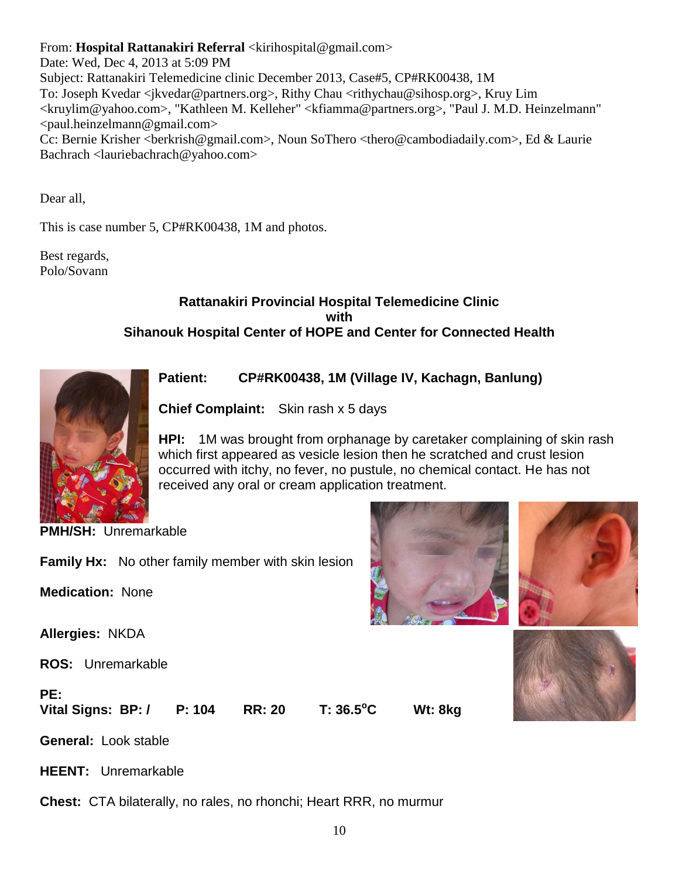From: **Hospital Rattanakiri Referral** <kirihospital@gmail.com>
Date: Wed, Dec 4, 2013 at 5:09 PM
Subject: Rattanakiri Telemedicine clinic December 2013, Case#5, CP#RK00438, 1M
To: Joseph Kvedar <jkvedar@partners.org>, Rithy Chau <rithychau@sihosp.org>, Kruy Lim <kruylim@yahoo.com>, "Kathleen M. Kelleher" <kfiamma@partners.org>, "Paul J. M.D. Heinzelmann" <paul.heinzelmann@gmail.com>
Cc: Bernie Krisher <berkrish@gmail.com>, Noun SoThero <thero@cambodiadaily.com>, Ed & Laurie Bachrach <lauriebachrach@yahoo.com>

Dear all,

This is case number 5, CP#RK00438, 1M and photos.

Best regards,
Polo/Sovann

**Rattanakiri Provincial Hospital Telemedicine Clinic**
**with**
**Sihanouk Hospital Center of HOPE and Center for Connected Health**

**Patient:** **CP#RK00438, 1M (Village IV, Kachagn, Banlung)**

**Chief Complaint:** Skin rash x 5 days

**HPI:** 1M was brought from orphanage by caretaker complaining of skin rash which first appeared as vesicle lesion then he scratched and crust lesion occurred with itchy, no fever, no pustule, no chemical contact. He has not received any oral or cream application treatment.

**PMH/SH:** Unremarkable

**Family Hx:** No other family member with skin lesion

**Medication:** None

**Allergies:** NKDA

**ROS:** Unremarkable

**PE:**
**Vital Signs: BP: / P: 104 RR: 20 T: 36.5°C Wt: 8kg**

**General:** Look stable

**HEENT:** Unremarkable

**Chest:** CTA bilaterally, no rales, no rhonchi; Heart RRR, no murmur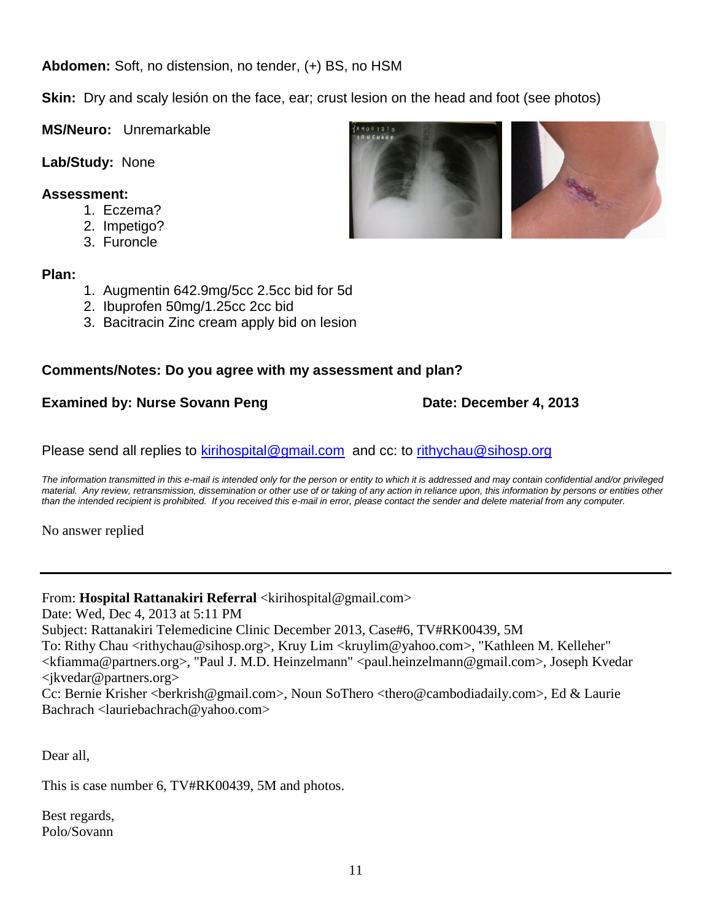**Abdomen:** Soft, no distension, no tender, (+) BS, no HSM

**Skin:** Dry and scaly lesión on the face, ear; crust lesion on the head and foot (see photos)

**MS/Neuro:** Unremarkable

**Lab/Study:** None

**Assessment:**

1. Eczema?
2. Impetigo?
3. Furoncle

**Plan:**

1. Augmentin 642.9mg/5cc 2.5cc bid for 5d
2. Ibuprofen 50mg/1.25cc 2cc bid
3. Bacitracin Zinc cream apply bid on lesion

**Comments/Notes: Do you agree with my assessment and plan?**

**Examined by: Nurse Sovann Peng** **Date: December 4, 2013**

Please send all replies to kirihospital@gmail.com and cc: to rithychau@sihosp.org

*The information transmitted in this e-mail is intended only for the person or entity to which it is addressed and may contain confidential and/or privileged material. Any review, retransmission, dissemination or other use of or taking of any action in reliance upon, this information by persons or entities other than the intended recipient is prohibited. If you received this e-mail in error, please contact the sender and delete material from any computer.*

No answer replied

---

From: **Hospital Rattanakiri Referral** <kirihospital@gmail.com>
Date: Wed, Dec 4, 2013 at 5:11 PM
Subject: Rattanakiri Telemedicine Clinic December 2013, Case#6, TV#RK00439, 5M
To: Rithy Chau <rithychau@sihosp.org>, Kruy Lim <kruylim@yahoo.com>, "Kathleen M. Kelleher" <kfiamma@partners.org>, "Paul J. M.D. Heinzelmann" <paul.heinzelmann@gmail.com>, Joseph Kvedar <jkvedar@partners.org>
Cc: Bernie Krisher <berkrish@gmail.com>, Noun SoThero <thero@cambodiadaily.com>, Ed & Laurie Bachrach <lauriebachrach@yahoo.com>

Dear all,

This is case number 6, TV#RK00439, 5M and photos.

Best regards,
Polo/Sovann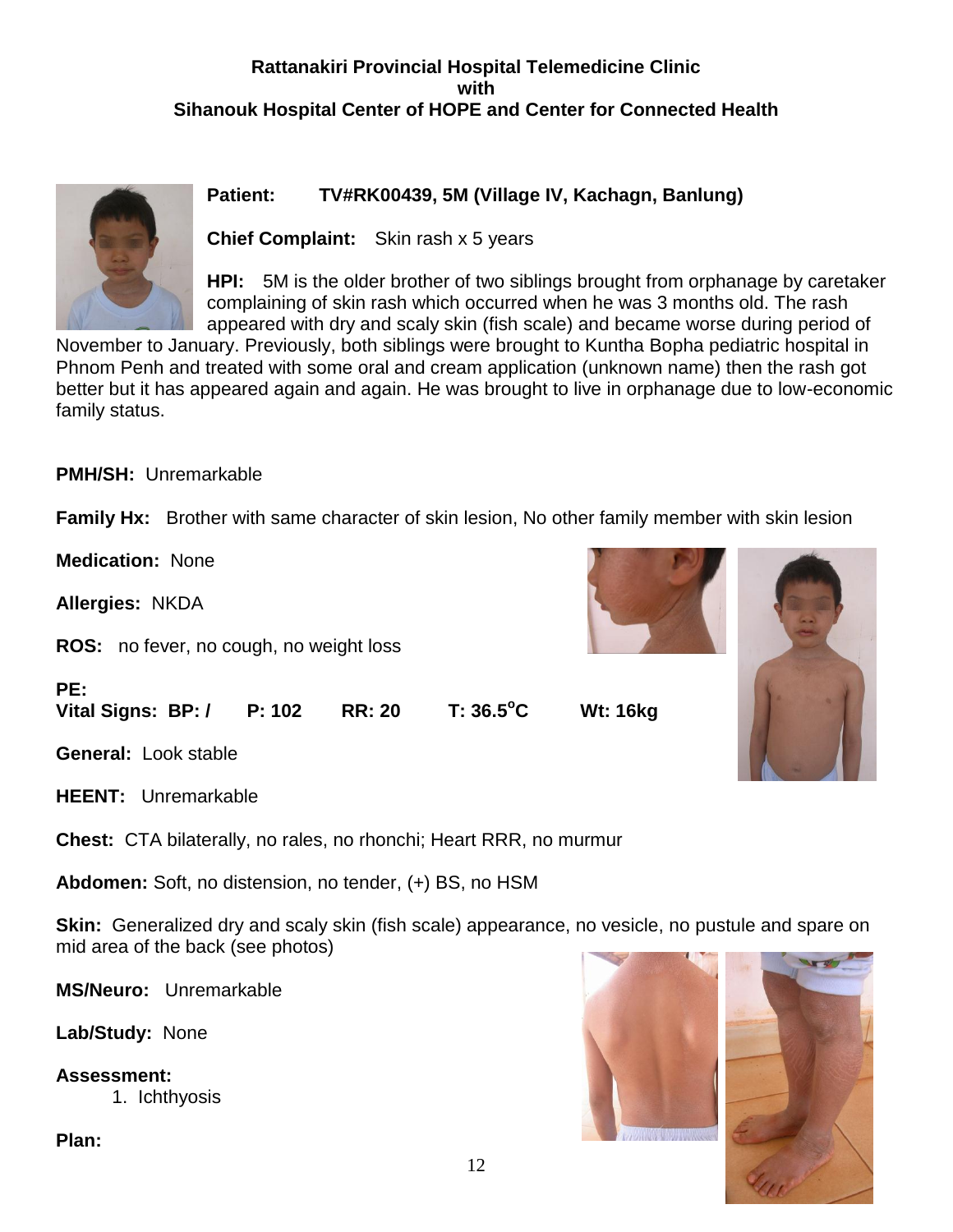**Rattanakiri Provincial Hospital Telemedicine Clinic**
**with**
**Sihanouk Hospital Center of HOPE and Center for Connected Health**

**Patient:** **TV#RK00439, 5M (Village IV, Kachagn, Banlung)**

**Chief Complaint:** Skin rash x 5 years

**HPI:** 5M is the older brother of two siblings brought from orphanage by caretaker complaining of skin rash which occurred when he was 3 months old. The rash appeared with dry and scaly skin (fish scale) and became worse during period of November to January. Previously, both siblings were brought to Kuntha Bopha pediatric hospital in Phnom Penh and treated with some oral and cream application (unknown name) then the rash got better but it has appeared again and again. He was brought to live in orphanage due to low-economic family status.

**PMH/SH:** Unremarkable

**Family Hx:** Brother with same character of skin lesion, No other family member with skin lesion

**Medication:** None

**Allergies:** NKDA

**ROS:** no fever, no cough, no weight loss

**PE:**
**Vital Signs: BP: / P: 102 RR: 20 T: 36.5°C Wt: 16kg**

**General:** Look stable

**HEENT:** Unremarkable

**Chest:** CTA bilaterally, no rales, no rhonchi; Heart RRR, no murmur

**Abdomen:** Soft, no distension, no tender, (+) BS, no HSM

**Skin:** Generalized dry and scaly skin (fish scale) appearance, no vesicle, no pustule and spare on mid area of the back (see photos)

**MS/Neuro:** Unremarkable

**Lab/Study:** None

**Assessment:**

1. Ichthyosis

**Plan:**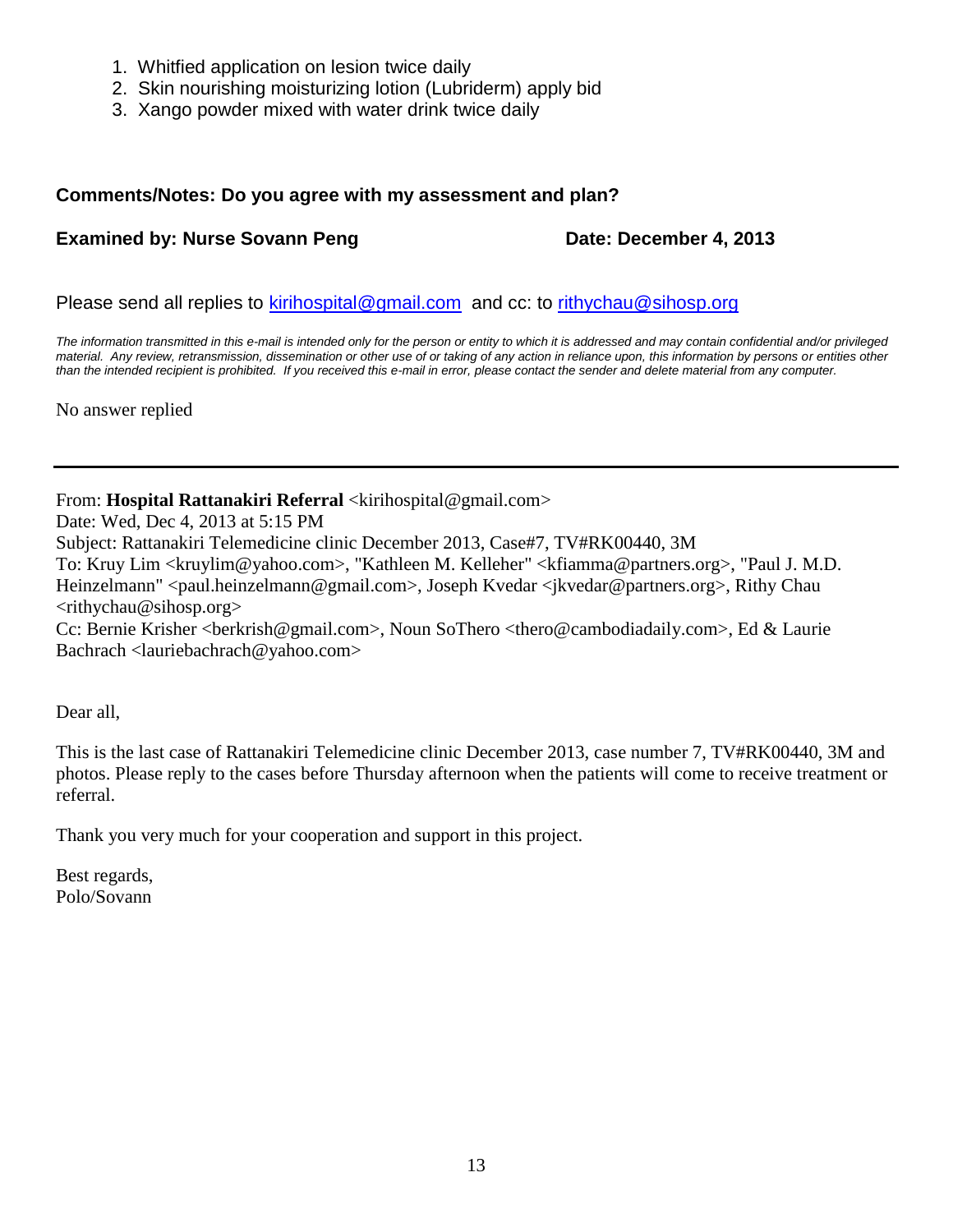1. Whitfied application on lesion twice daily
2. Skin nourishing moisturizing lotion (Lubriderm) apply bid
3. Xango powder mixed with water drink twice daily

**Comments/Notes: Do you agree with my assessment and plan?**

**Examined by: Nurse Sovann Peng** **Date: December 4, 2013**

Please send all replies to kirihospital@gmail.com and cc: to rithychau@sihosp.org

*The information transmitted in this e-mail is intended only for the person or entity to which it is addressed and may contain confidential and/or privileged material. Any review, retransmission, dissemination or other use of or taking of any action in reliance upon, this information by persons or entities other than the intended recipient is prohibited. If you received this e-mail in error, please contact the sender and delete material from any computer.*

No answer replied

---

From: **Hospital Rattanakiri Referral** <kirihospital@gmail.com>
Date: Wed, Dec 4, 2013 at 5:15 PM
Subject: Rattanakiri Telemedicine clinic December 2013, Case#7, TV#RK00440, 3M
To: Kruy Lim <kruylim@yahoo.com>, "Kathleen M. Kelleher" <kfiamma@partners.org>, "Paul J. M.D. Heinzelmann" <paul.heinzelmann@gmail.com>, Joseph Kvedar <jkvedar@partners.org>, Rithy Chau <rithychau@sihosp.org>
Cc: Bernie Krisher <berkrish@gmail.com>, Noun SoThero <thero@cambodiadaily.com>, Ed & Laurie Bachrach <lauriebachrach@yahoo.com>

Dear all,

This is the last case of Rattanakiri Telemedicine clinic December 2013, case number 7, TV#RK00440, 3M and photos. Please reply to the cases before Thursday afternoon when the patients will come to receive treatment or referral.

Thank you very much for your cooperation and support in this project.

Best regards,
Polo/Sovann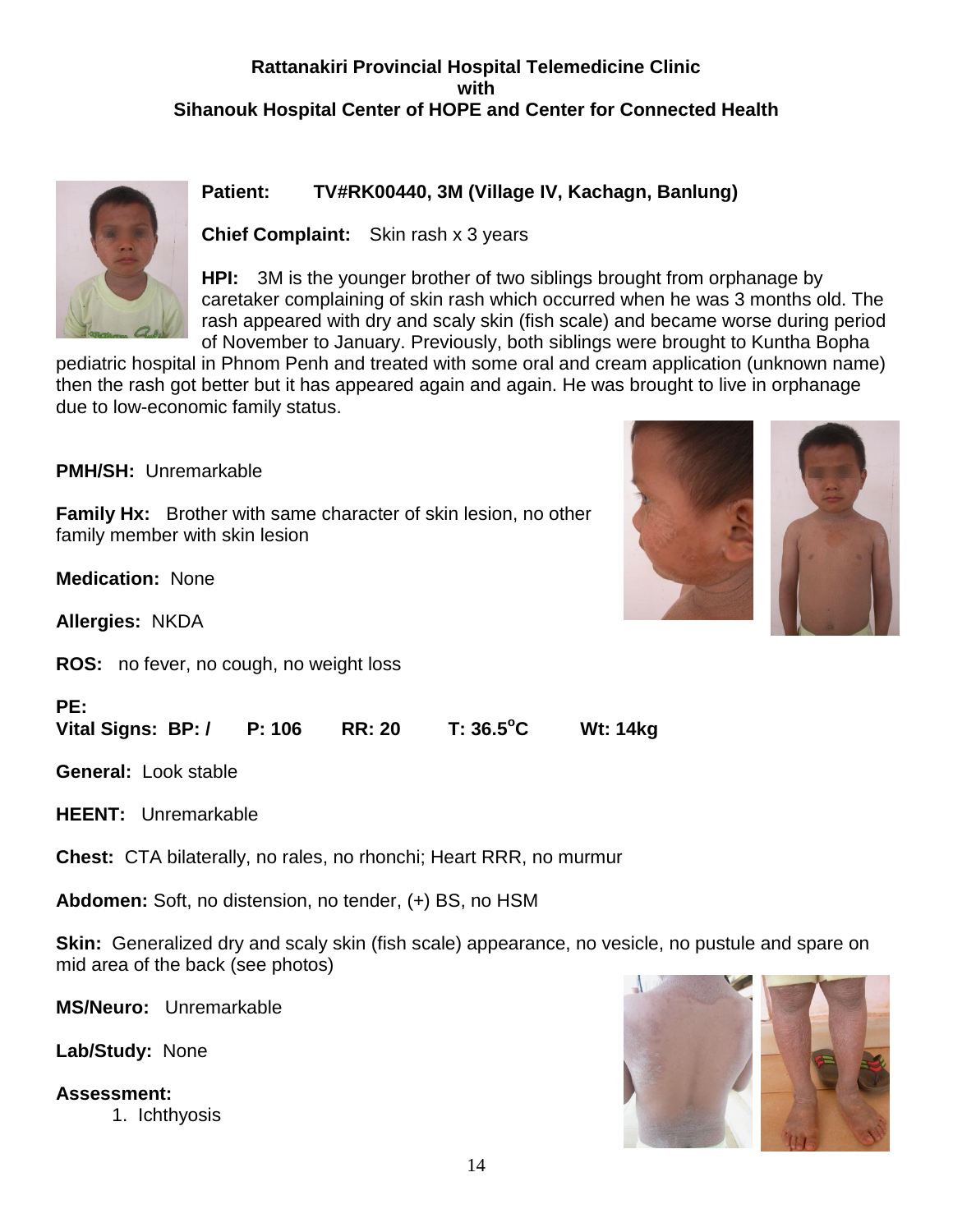**Rattanakiri Provincial Hospital Telemedicine Clinic**
**with**
**Sihanouk Hospital Center of HOPE and Center for Connected Health**

**Patient:** **TV#RK00440, 3M (Village IV, Kachagn, Banlung)**

**Chief Complaint:** Skin rash x 3 years

**HPI:** 3M is the younger brother of two siblings brought from orphanage by caretaker complaining of skin rash which occurred when he was 3 months old. The rash appeared with dry and scaly skin (fish scale) and became worse during period of November to January. Previously, both siblings were brought to Kuntha Bopha pediatric hospital in Phnom Penh and treated with some oral and cream application (unknown name) then the rash got better but it has appeared again and again. He was brought to live in orphanage due to low-economic family status.

**PMH/SH:** Unremarkable

**Family Hx:** Brother with same character of skin lesion, no other family member with skin lesion

**Medication:** None

**Allergies:** NKDA

**ROS:** no fever, no cough, no weight loss

**PE:**

**Vital Signs: BP: / P: 106 RR: 20 T: 36.5$^{o}$C Wt: 14kg**

**General:** Look stable

**HEENT:** Unremarkable

**Chest:** CTA bilaterally, no rales, no rhonchi; Heart RRR, no murmur

**Abdomen:** Soft, no distension, no tender, (+) BS, no HSM

**Skin:** Generalized dry and scaly skin (fish scale) appearance, no vesicle, no pustule and spare on mid area of the back (see photos)

**MS/Neuro:** Unremarkable

**Lab/Study:** None

**Assessment:**

1. Ichthyosis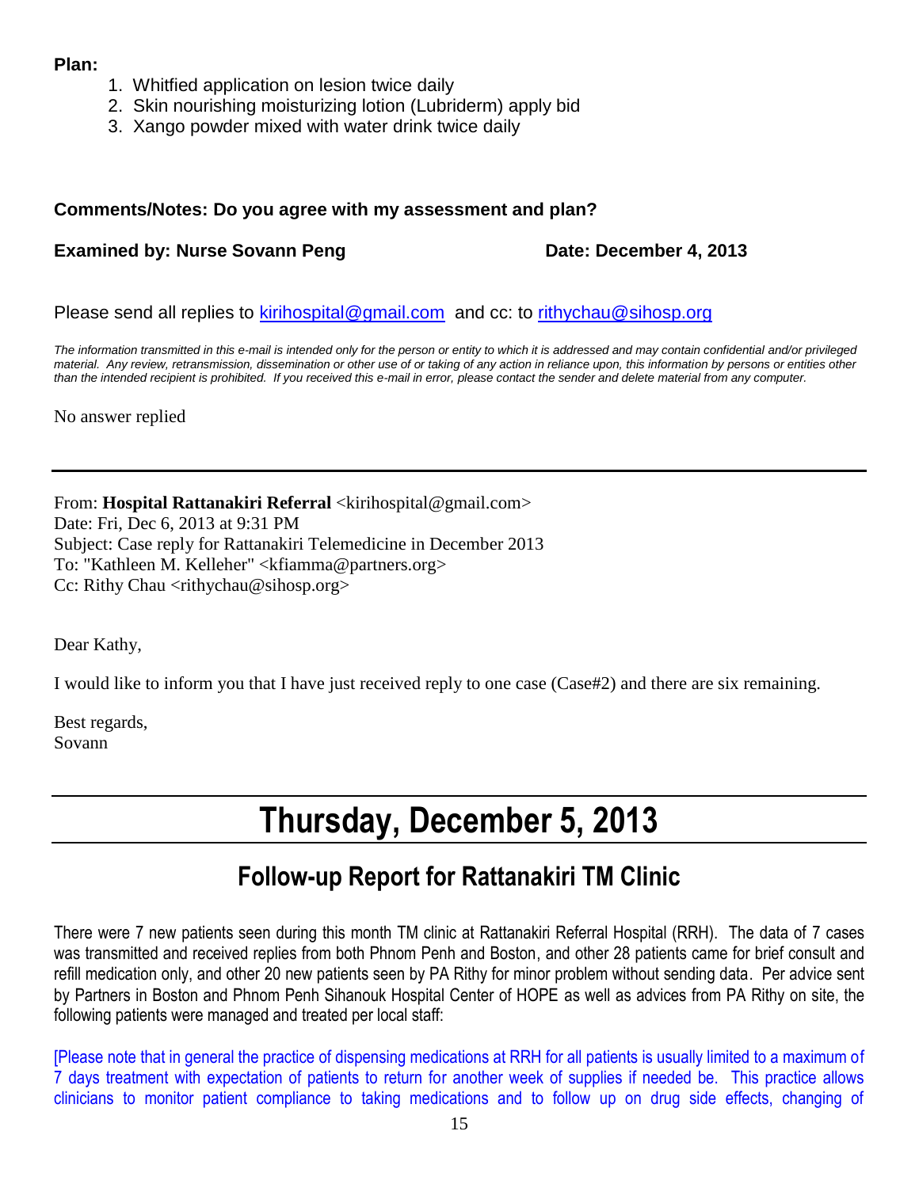**Plan:**

1. Whitfied application on lesion twice daily
2. Skin nourishing moisturizing lotion (Lubriderm) apply bid
3. Xango powder mixed with water drink twice daily

**Comments/Notes: Do you agree with my assessment and plan?**

**Examined by: Nurse Sovann Peng** **Date: December 4, 2013**

Please send all replies to kirihospital@gmail.com and cc: to rithychau@sihosp.org

*The information transmitted in this e-mail is intended only for the person or entity to which it is addressed and may contain confidential and/or privileged material. Any review, retransmission, dissemination or other use of or taking of any action in reliance upon, this information by persons or entities other than the intended recipient is prohibited. If you received this e-mail in error, please contact the sender and delete material from any computer.*

No answer replied

---

From: **Hospital Rattanakiri Referral** <kirihospital@gmail.com>
Date: Fri, Dec 6, 2013 at 9:31 PM
Subject: Case reply for Rattanakiri Telemedicine in December 2013
To: "Kathleen M. Kelleher" <kfiamma@partners.org>
Cc: Rithy Chau <rithychau@sihosp.org>

Dear Kathy,

I would like to inform you that I have just received reply to one case (Case#2) and there are six remaining.

Best regards,
Sovann

---

# Thursday, December 5, 2013

## Follow-up Report for Rattanakiri TM Clinic

There were 7 new patients seen during this month TM clinic at Rattanakiri Referral Hospital (RRH). The data of 7 cases was transmitted and received replies from both Phnom Penh and Boston, and other 28 patients came for brief consult and refill medication only, and other 20 new patients seen by PA Rithy for minor problem without sending data. Per advice sent by Partners in Boston and Phnom Penh Sihanouk Hospital Center of HOPE as well as advices from PA Rithy on site, the following patients were managed and treated per local staff:

[Please note that in general the practice of dispensing medications at RRH for all patients is usually limited to a maximum of 7 days treatment with expectation of patients to return for another week of supplies if needed be. This practice allows clinicians to monitor patient compliance to taking medications and to follow up on drug side effects, changing of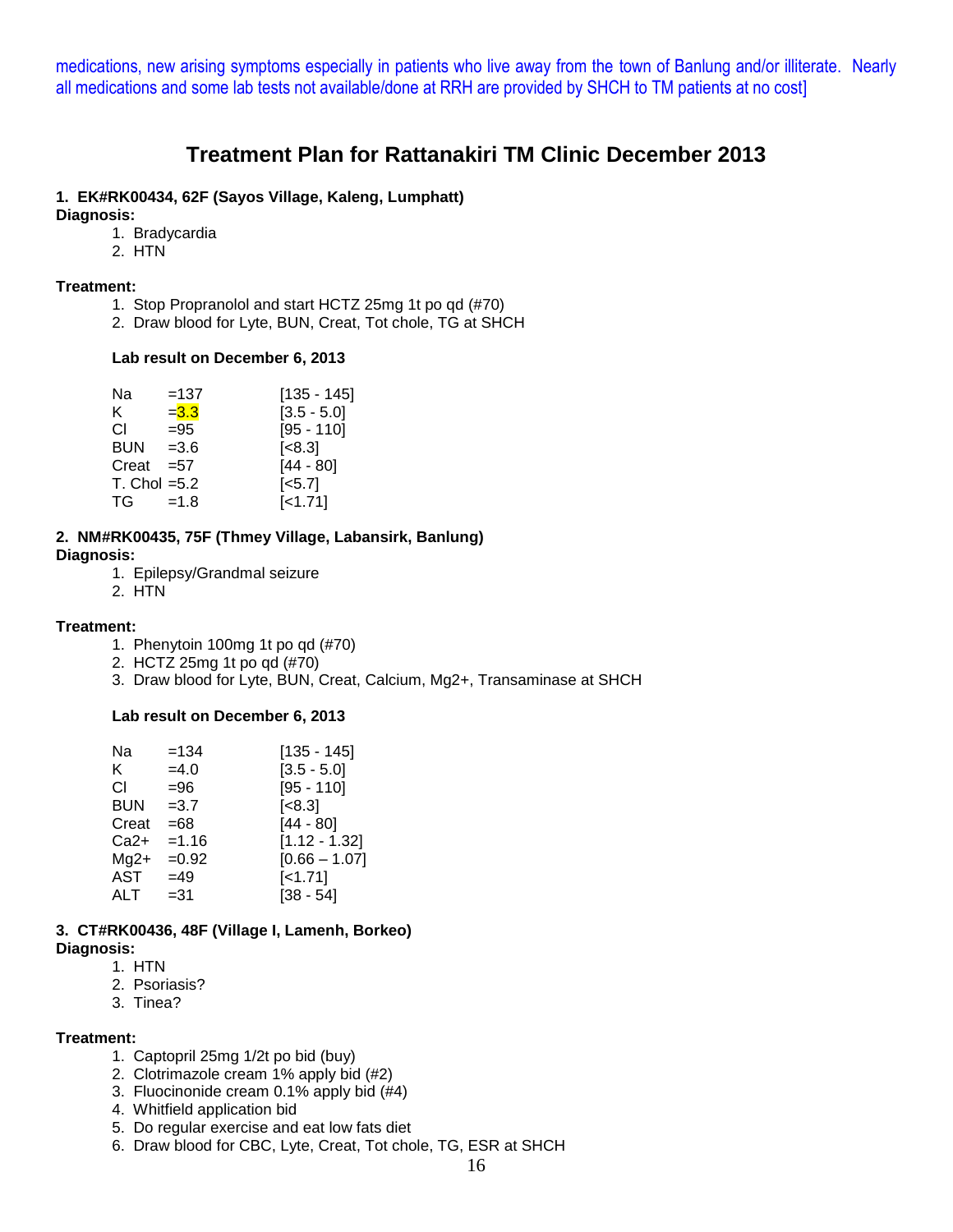medications, new arising symptoms especially in patients who live away from the town of Banlung and/or illiterate. Nearly all medications and some lab tests not available/done at RRH are provided by SHCH to TM patients at no cost]

# Treatment Plan for Rattanakiri TM Clinic December 2013

**1. EK#RK00434, 62F (Sayos Village, Kaleng, Lumphatt)**

**Diagnosis:**

1. Bradycardia
2. HTN

**Treatment:**

1. Stop Propranolol and start HCTZ 25mg 1t po qd (#70)
2. Draw blood for Lyte, BUN, Creat, Tot chole, TG at SHCH

**Lab result on December 6, 2013**

| | | |
|---|---|---|
| Na | =137 | [135 - 145] |
| K | =3.3 | [3.5 - 5.0] |
| Cl | =95 | [95 - 110] |
| BUN | =3.6 | [<8.3] |
| Creat | =57 | [44 - 80] |
| T. Chol | =5.2 | [<5.7] |
| TG | =1.8 | [<1.71] |

**2. NM#RK00435, 75F (Thmey Village, Labansirk, Banlung)**

**Diagnosis:**

1. Epilepsy/Grandmal seizure
2. HTN

**Treatment:**

1. Phenytoin 100mg 1t po qd (#70)
2. HCTZ 25mg 1t po qd (#70)
3. Draw blood for Lyte, BUN, Creat, Calcium, Mg2+, Transaminase at SHCH

**Lab result on December 6, 2013**

| | | |
|---|---|---|
| Na | =134 | [135 - 145] |
| K | =4.0 | [3.5 - 5.0] |
| Cl | =96 | [95 - 110] |
| BUN | =3.7 | [<8.3] |
| Creat | =68 | [44 - 80] |
| $Ca^{2+}$ | =1.16 | [1.12 - 1.32] |
| $Mg^{2+}$ | =0.92 | [0.66 – 1.07] |
| AST | =49 | [<1.71] |
| ALT | =31 | [38 - 54] |

**3. CT#RK00436, 48F (Village I, Lamenh, Borkeo)**

**Diagnosis:**

1. HTN
2. Psoriasis?
3. Tinea?

**Treatment:**

1. Captopril 25mg 1/2t po bid (buy)
2. Clotrimazole cream 1% apply bid (#2)
3. Fluocinonide cream 0.1% apply bid (#4)
4. Whitfield application bid
5. Do regular exercise and eat low fats diet
6. Draw blood for CBC, Lyte, Creat, Tot chole, TG, ESR at SHCH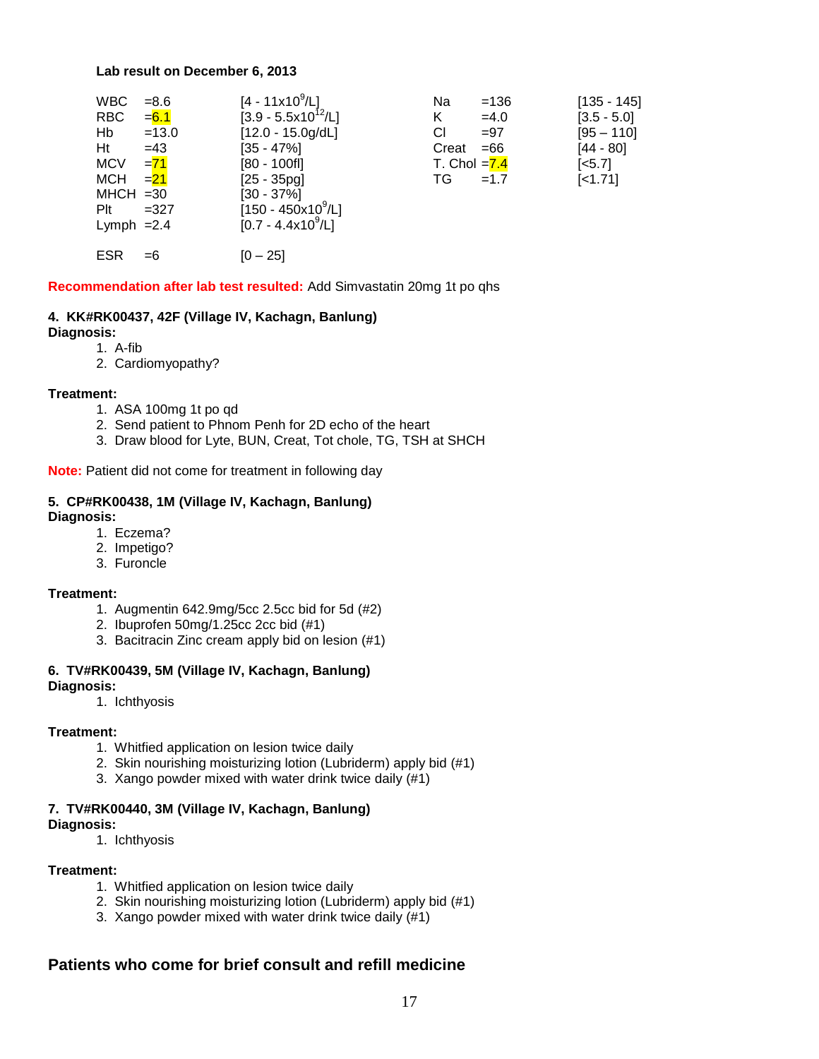**Lab result on December 6, 2013**

| | | | | | |
|---|---|---|---|---|---|
| WBC | =8.6 | [4 - 11x10$^9$/L] | Na | =136 | [135 - 145] |
| RBC | =6.1 | [3.9 - 5.5x10$^{12}$/L] | K | =4.0 | [3.5 - 5.0] |
| Hb | =13.0 | [12.0 - 15.0g/dL] | Cl | =97 | [95 – 110] |
| Ht | =43 | [35 - 47%] | Creat | =66 | [44 - 80] |
| MCV | =71 | [80 - 100fl] | T. Chol | =7.4 | [<5.7] |
| MCH | =21 | [25 - 35pg] | TG | =1.7 | [<1.71] |
| MHCH | =30 | [30 - 37%] | | | |
| Plt | =327 | [150 - 450x10$^9$/L] | | | |
| Lymph | =2.4 | [0.7 - 4.4x10$^9$/L] | | | |
| ESR | =6 | [0 – 25] | | | |

**Recommendation after lab test resulted:** Add Simvastatin 20mg 1t po qhs

#### 4. KK#RK00437, 42F (Village IV, Kachagn, Banlung)

**Diagnosis:**

1. A-fib
2. Cardiomyopathy?

**Treatment:**

1. ASA 100mg 1t po qd
2. Send patient to Phnom Penh for 2D echo of the heart
3. Draw blood for Lyte, BUN, Creat, Tot chole, TG, TSH at SHCH

**Note:** Patient did not come for treatment in following day

#### 5. CP#RK00438, 1M (Village IV, Kachagn, Banlung)

**Diagnosis:**

1. Eczema?
2. Impetigo?
3. Furoncle

**Treatment:**

1. Augmentin 642.9mg/5cc 2.5cc bid for 5d (#2)
2. Ibuprofen 50mg/1.25cc 2cc bid (#1)
3. Bacitracin Zinc cream apply bid on lesion (#1)

#### 6. TV#RK00439, 5M (Village IV, Kachagn, Banlung)

**Diagnosis:**

1. Ichthyosis

**Treatment:**

1. Whitfied application on lesion twice daily
2. Skin nourishing moisturizing lotion (Lubriderm) apply bid (#1)
3. Xango powder mixed with water drink twice daily (#1)

#### 7. TV#RK00440, 3M (Village IV, Kachagn, Banlung)

**Diagnosis:**

1. Ichthyosis

**Treatment:**

1. Whitfied application on lesion twice daily
2. Skin nourishing moisturizing lotion (Lubriderm) apply bid (#1)
3. Xango powder mixed with water drink twice daily (#1)

## Patients who come for brief consult and refill medicine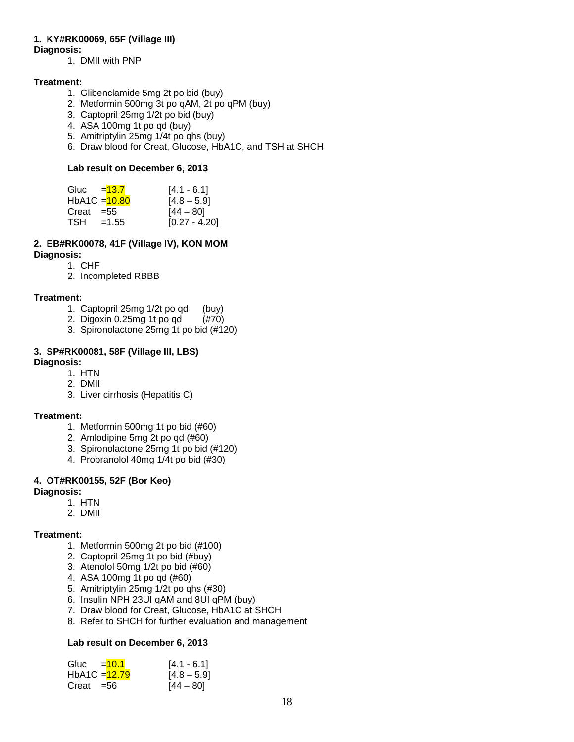**1. KY#RK00069, 65F (Village III)**

**Diagnosis:**

1. DMII with PNP

**Treatment:**

1. Glibenclamide 5mg 2t po bid (buy)
2. Metformin 500mg 3t po qAM, 2t po qPM (buy)
3. Captopril 25mg 1/2t po bid (buy)
4. ASA 100mg 1t po qd (buy)
5. Amitriptylin 25mg 1/4t po qhs (buy)
6. Draw blood for Creat, Glucose, HbA1C, and TSH at SHCH

**Lab result on December 6, 2013**

| | | |
|---|---|---|
| Gluc | =13.7 | [4.1 - 6.1] |
| HbA1C | =10.80 | [4.8 – 5.9] |
| Creat | =55 | [44 – 80] |
| TSH | =1.55 | [0.27 - 4.20] |

**2. EB#RK00078, 41F (Village IV), KON MOM**

**Diagnosis:**

1. CHF
2. Incompleted RBBB

**Treatment:**

1. Captopril 25mg 1/2t po qd (buy)
2. Digoxin 0.25mg 1t po qd (#70)
3. Spironolactone 25mg 1t po bid (#120)

**3. SP#RK00081, 58F (Village III, LBS)**

**Diagnosis:**

1. HTN
2. DMII
3. Liver cirrhosis (Hepatitis C)

**Treatment:**

1. Metformin 500mg 1t po bid (#60)
2. Amlodipine 5mg 2t po qd (#60)
3. Spironolactone 25mg 1t po bid (#120)
4. Propranolol 40mg 1/4t po bid (#30)

**4. OT#RK00155, 52F (Bor Keo)**

**Diagnosis:**

1. HTN
2. DMII

**Treatment:**

1. Metformin 500mg 2t po bid (#100)
2. Captopril 25mg 1t po bid (#buy)
3. Atenolol 50mg 1/2t po bid (#60)
4. ASA 100mg 1t po qd (#60)
5. Amitriptylin 25mg 1/2t po qhs (#30)
6. Insulin NPH 23UI qAM and 8UI qPM (buy)
7. Draw blood for Creat, Glucose, HbA1C at SHCH
8. Refer to SHCH for further evaluation and management

**Lab result on December 6, 2013**

| | | |
|---|---|---|
| Gluc | =10.1 | [4.1 - 6.1] |
| HbA1C | =12.79 | [4.8 – 5.9] |
| Creat | =56 | [44 – 80] |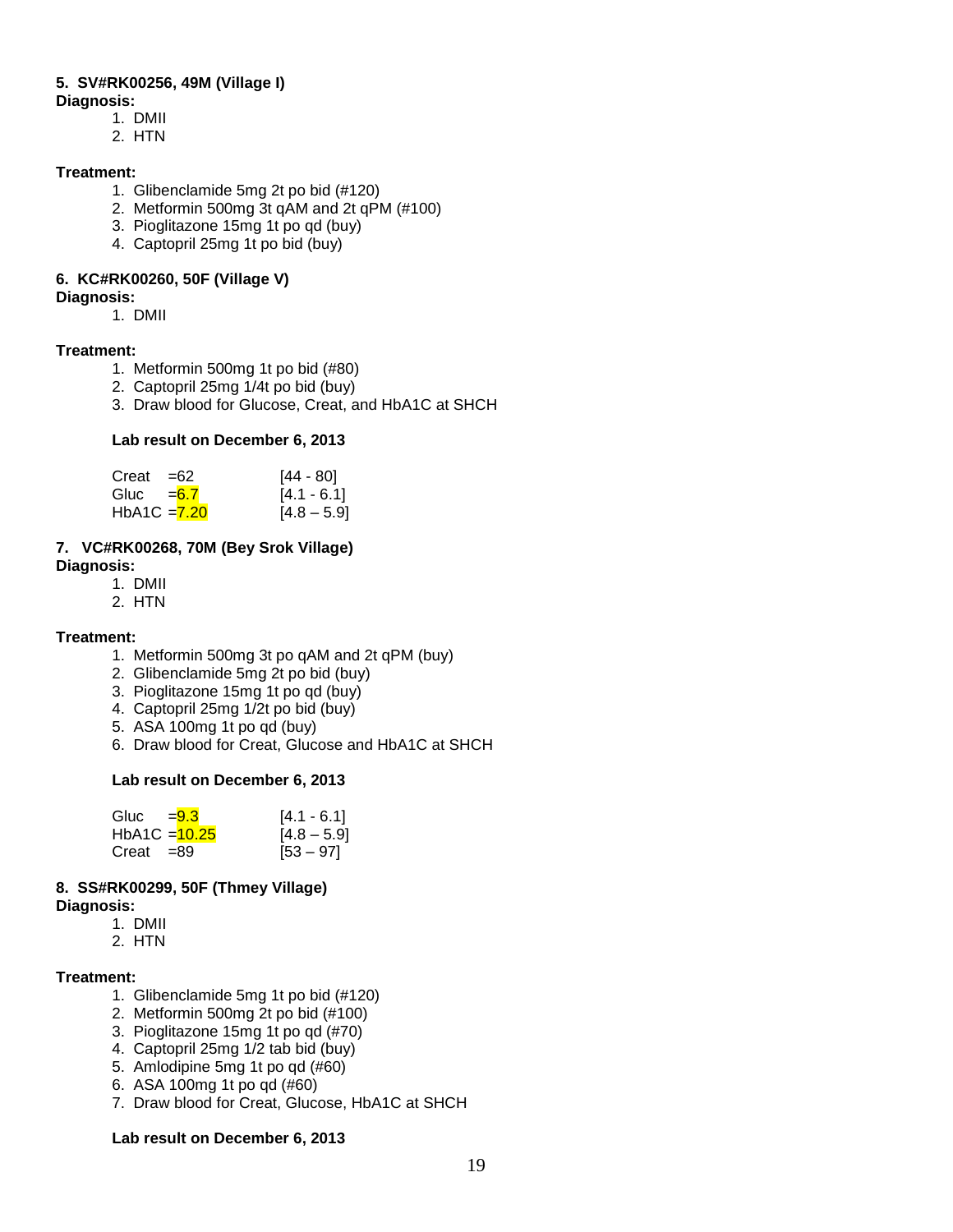**5. SV#RK00256, 49M (Village I)**

**Diagnosis:**

1. DMII
2. HTN

**Treatment:**

1. Glibenclamide 5mg 2t po bid (#120)
2. Metformin 500mg 3t qAM and 2t qPM (#100)
3. Pioglitazone 15mg 1t po qd (buy)
4. Captopril 25mg 1t po bid (buy)

**6. KC#RK00260, 50F (Village V)**

**Diagnosis:**

1. DMII

**Treatment:**

1. Metformin 500mg 1t po bid (#80)
2. Captopril 25mg 1/4t po bid (buy)
3. Draw blood for Glucose, Creat, and HbA1C at SHCH

**Lab result on December 6, 2013**

| | | |
|---|---|---|
| Creat | =62 | [44 - 80] |
| Gluc | =6.7 | [4.1 - 6.1] |
| HbA1C | =7.20 | [4.8 – 5.9] |

**7. VC#RK00268, 70M (Bey Srok Village)**

**Diagnosis:**

1. DMII
2. HTN

**Treatment:**

1. Metformin 500mg 3t po qAM and 2t qPM (buy)
2. Glibenclamide 5mg 2t po bid (buy)
3. Pioglitazone 15mg 1t po qd (buy)
4. Captopril 25mg 1/2t po bid (buy)
5. ASA 100mg 1t po qd (buy)
6. Draw blood for Creat, Glucose and HbA1C at SHCH

**Lab result on December 6, 2013**

| | | |
|---|---|---|
| Gluc | =9.3 | [4.1 - 6.1] |
| HbA1C | =10.25 | [4.8 – 5.9] |
| Creat | =89 | [53 – 97] |

**8. SS#RK00299, 50F (Thmey Village)**

**Diagnosis:**

1. DMII
2. HTN

**Treatment:**

1. Glibenclamide 5mg 1t po bid (#120)
2. Metformin 500mg 2t po bid (#100)
3. Pioglitazone 15mg 1t po qd (#70)
4. Captopril 25mg 1/2 tab bid (buy)
5. Amlodipine 5mg 1t po qd (#60)
6. ASA 100mg 1t po qd (#60)
7. Draw blood for Creat, Glucose, HbA1C at SHCH

**Lab result on December 6, 2013**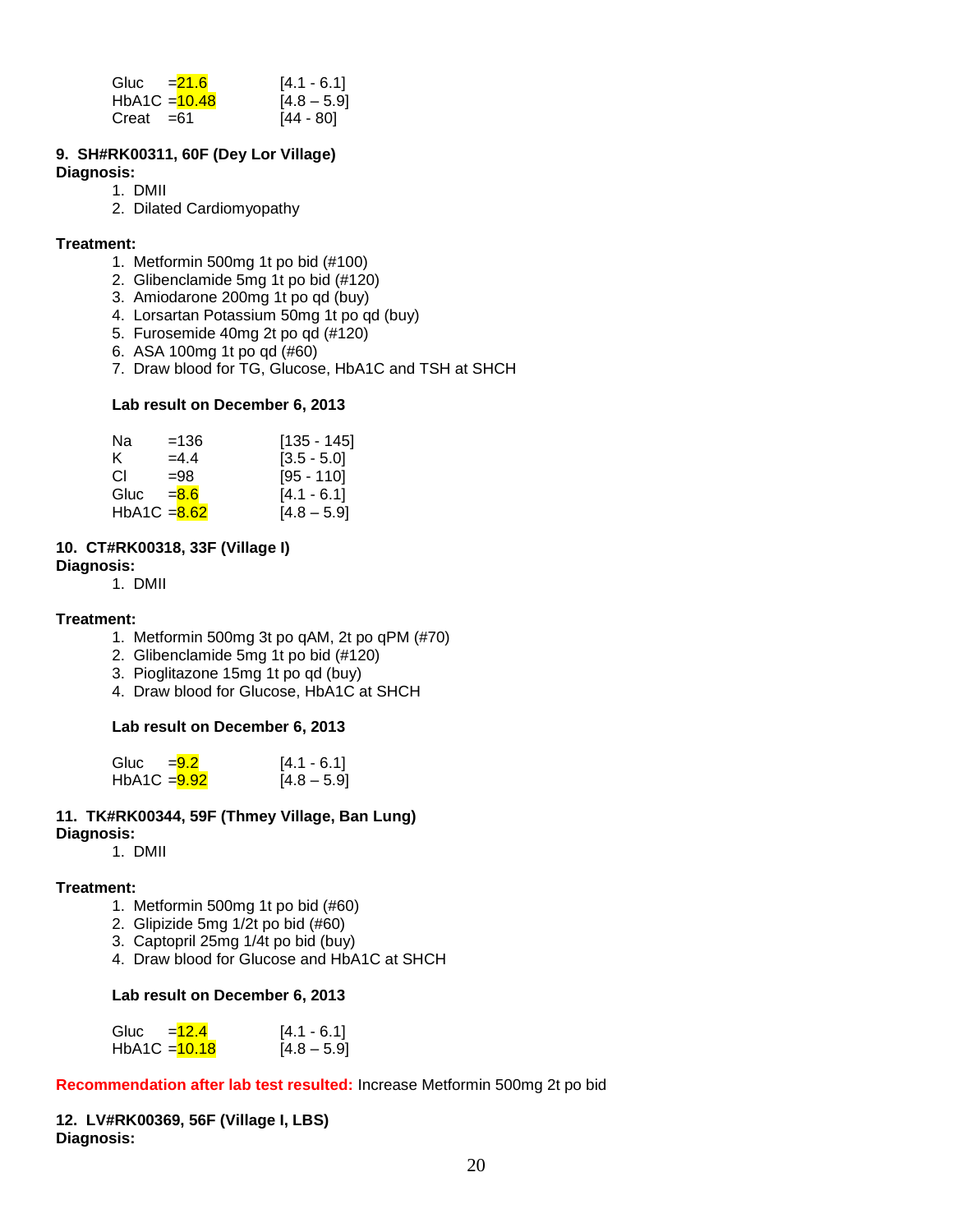| | | |
|---|---|---|
| Gluc | =21.6 | [4.1 - 6.1] |
| HbA1C | =10.48 | [4.8 – 5.9] |
| Creat | =61 | [44 - 80] |

**9. SH#RK00311, 60F (Dey Lor Village)**
**Diagnosis:**

1. DMII
2. Dilated Cardiomyopathy

**Treatment:**

1. Metformin 500mg 1t po bid (#100)
2. Glibenclamide 5mg 1t po bid (#120)
3. Amiodarone 200mg 1t po qd (buy)
4. Lorsartan Potassium 50mg 1t po qd (buy)
5. Furosemide 40mg 2t po qd (#120)
6. ASA 100mg 1t po qd (#60)
7. Draw blood for TG, Glucose, HbA1C and TSH at SHCH

**Lab result on December 6, 2013**

| | | |
|---|---|---|
| Na | =136 | [135 - 145] |
| K | =4.4 | [3.5 - 5.0] |
| Cl | =98 | [95 - 110] |
| Gluc | =8.6 | [4.1 - 6.1] |
| HbA1C | =8.62 | [4.8 – 5.9] |

**10. CT#RK00318, 33F (Village I)**
**Diagnosis:**

1. DMII

**Treatment:**

1. Metformin 500mg 3t po qAM, 2t po qPM (#70)
2. Glibenclamide 5mg 1t po bid (#120)
3. Pioglitazone 15mg 1t po qd (buy)
4. Draw blood for Glucose, HbA1C at SHCH

**Lab result on December 6, 2013**

| | | |
|---|---|---|
| Gluc | =9.2 | [4.1 - 6.1] |
| HbA1C | =9.92 | [4.8 – 5.9] |

**11. TK#RK00344, 59F (Thmey Village, Ban Lung)**
**Diagnosis:**

1. DMII

**Treatment:**

1. Metformin 500mg 1t po bid (#60)
2. Glipizide 5mg 1/2t po bid (#60)
3. Captopril 25mg 1/4t po bid (buy)
4. Draw blood for Glucose and HbA1C at SHCH

**Lab result on December 6, 2013**

| | | |
|---|---|---|
| Gluc | =12.4 | [4.1 - 6.1] |
| HbA1C | =10.18 | [4.8 – 5.9] |

**Recommendation after lab test resulted:** Increase Metformin 500mg 2t po bid

**12. LV#RK00369, 56F (Village I, LBS)**
**Diagnosis:**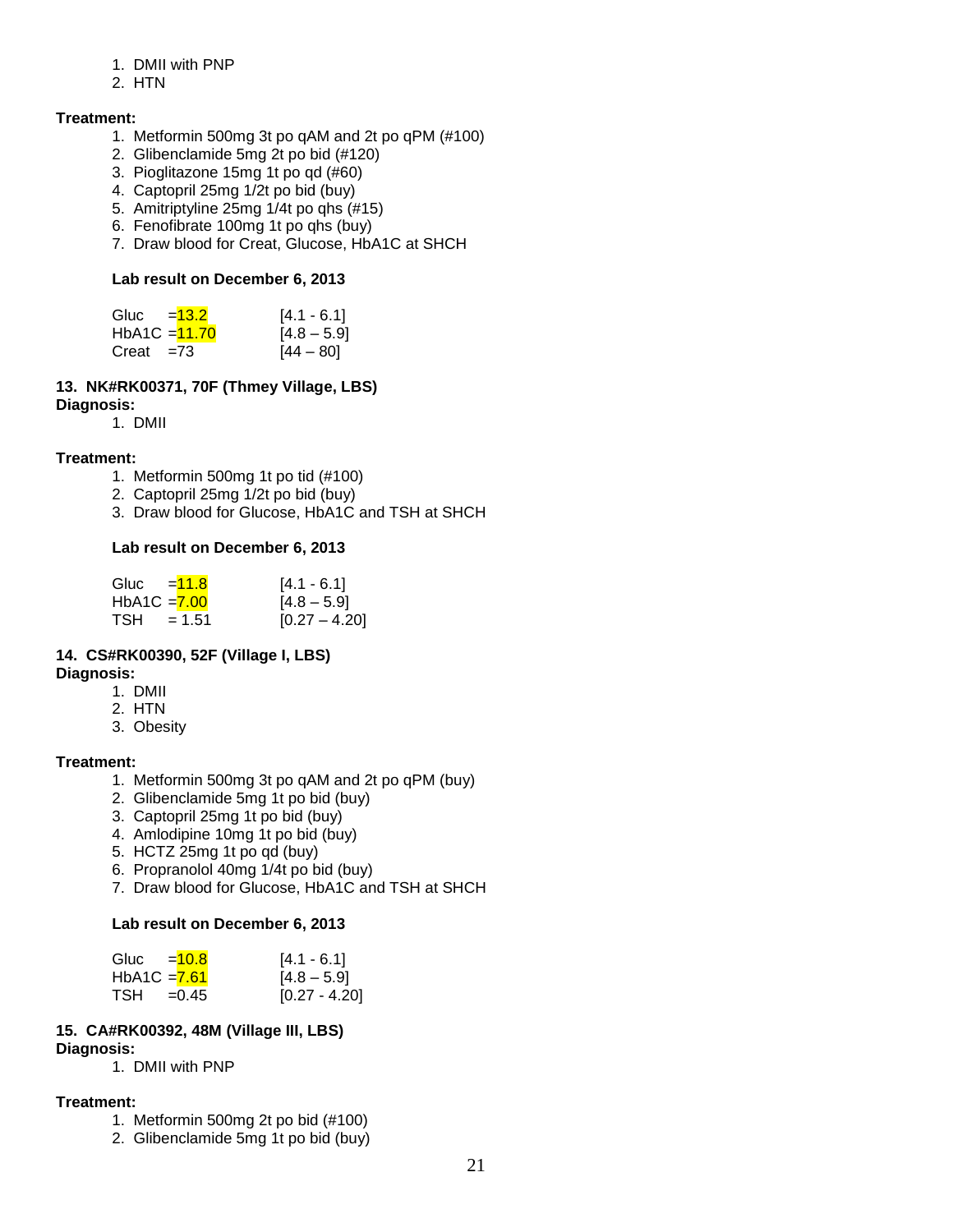1. DMII with PNP
2. HTN

**Treatment:**

1. Metformin 500mg 3t po qAM and 2t po qPM (#100)
2. Glibenclamide 5mg 2t po bid (#120)
3. Pioglitazone 15mg 1t po qd (#60)
4. Captopril 25mg 1/2t po bid (buy)
5. Amitriptyline 25mg 1/4t po qhs (#15)
6. Fenofibrate 100mg 1t po qhs (buy)
7. Draw blood for Creat, Glucose, HbA1C at SHCH

**Lab result on December 6, 2013**

| | | |
|---|---|---|
| Gluc | =13.2 | [4.1 - 6.1] |
| HbA1C | =11.70 | [4.8 – 5.9] |
| Creat | =73 | [44 – 80] |

**13. NK#RK00371, 70F (Thmey Village, LBS)**

**Diagnosis:**

1. DMII

**Treatment:**

1. Metformin 500mg 1t po tid (#100)
2. Captopril 25mg 1/2t po bid (buy)
3. Draw blood for Glucose, HbA1C and TSH at SHCH

**Lab result on December 6, 2013**

| | | |
|---|---|---|
| Gluc | =11.8 | [4.1 - 6.1] |
| HbA1C | =7.00 | [4.8 – 5.9] |
| TSH | = 1.51 | [0.27 – 4.20] |

**14. CS#RK00390, 52F (Village I, LBS)**

**Diagnosis:**

1. DMII
2. HTN
3. Obesity

**Treatment:**

1. Metformin 500mg 3t po qAM and 2t po qPM (buy)
2. Glibenclamide 5mg 1t po bid (buy)
3. Captopril 25mg 1t po bid (buy)
4. Amlodipine 10mg 1t po bid (buy)
5. HCTZ 25mg 1t po qd (buy)
6. Propranolol 40mg 1/4t po bid (buy)
7. Draw blood for Glucose, HbA1C and TSH at SHCH

**Lab result on December 6, 2013**

| | | |
|---|---|---|
| Gluc | =10.8 | [4.1 - 6.1] |
| HbA1C | =7.61 | [4.8 – 5.9] |
| TSH | =0.45 | [0.27 - 4.20] |

**15. CA#RK00392, 48M (Village III, LBS)**

**Diagnosis:**

1. DMII with PNP

**Treatment:**

1. Metformin 500mg 2t po bid (#100)
2. Glibenclamide 5mg 1t po bid (buy)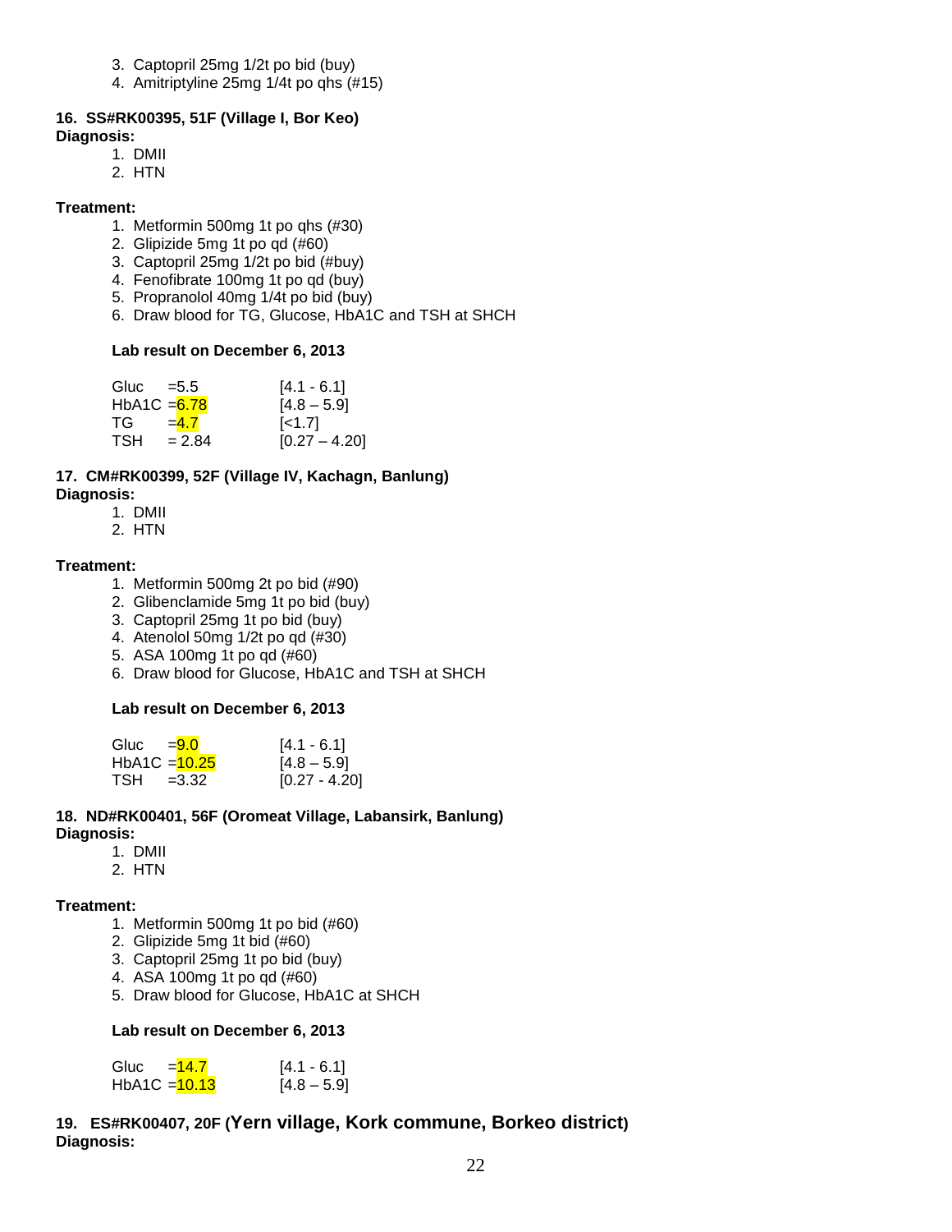3. Captopril 25mg 1/2t po bid (buy)
4. Amitriptyline 25mg 1/4t po qhs (#15)

**16. SS#RK00395, 51F (Village I, Bor Keo)**

**Diagnosis:**

1. DMII
2. HTN

**Treatment:**

1. Metformin 500mg 1t po qhs (#30)
2. Glipizide 5mg 1t po qd (#60)
3. Captopril 25mg 1/2t po bid (#buy)
4. Fenofibrate 100mg 1t po qd (buy)
5. Propranolol 40mg 1/4t po bid (buy)
6. Draw blood for TG, Glucose, HbA1C and TSH at SHCH

**Lab result on December 6, 2013**

| Test | Result | Reference |
|---|---|---|
| Gluc | =5.5 | [4.1 - 6.1] |
| HbA1C | =6.78 | [4.8 – 5.9] |
| TG | =4.7 | [<1.7] |
| TSH | = 2.84 | [0.27 – 4.20] |

**17. CM#RK00399, 52F (Village IV, Kachagn, Banlung)**

**Diagnosis:**

1. DMII
2. HTN

**Treatment:**

1. Metformin 500mg 2t po bid (#90)
2. Glibenclamide 5mg 1t po bid (buy)
3. Captopril 25mg 1t po bid (buy)
4. Atenolol 50mg 1/2t po qd (#30)
5. ASA 100mg 1t po qd (#60)
6. Draw blood for Glucose, HbA1C and TSH at SHCH

**Lab result on December 6, 2013**

| Test | Result | Reference |
|---|---|---|
| Gluc | =9.0 | [4.1 - 6.1] |
| HbA1C | =10.25 | [4.8 – 5.9] |
| TSH | =3.32 | [0.27 - 4.20] |

**18. ND#RK00401, 56F (Oromeat Village, Labansirk, Banlung)**

**Diagnosis:**

1. DMII
2. HTN

**Treatment:**

1. Metformin 500mg 1t po bid (#60)
2. Glipizide 5mg 1t bid (#60)
3. Captopril 25mg 1t po bid (buy)
4. ASA 100mg 1t po qd (#60)
5. Draw blood for Glucose, HbA1C at SHCH

**Lab result on December 6, 2013**

| Test | Result | Reference |
|---|---|---|
| Gluc | =14.7 | [4.1 - 6.1] |
| HbA1C | =10.13 | [4.8 – 5.9] |

**19. ES#RK00407, 20F (Yern village, Kork commune, Borkeo district)**

**Diagnosis:**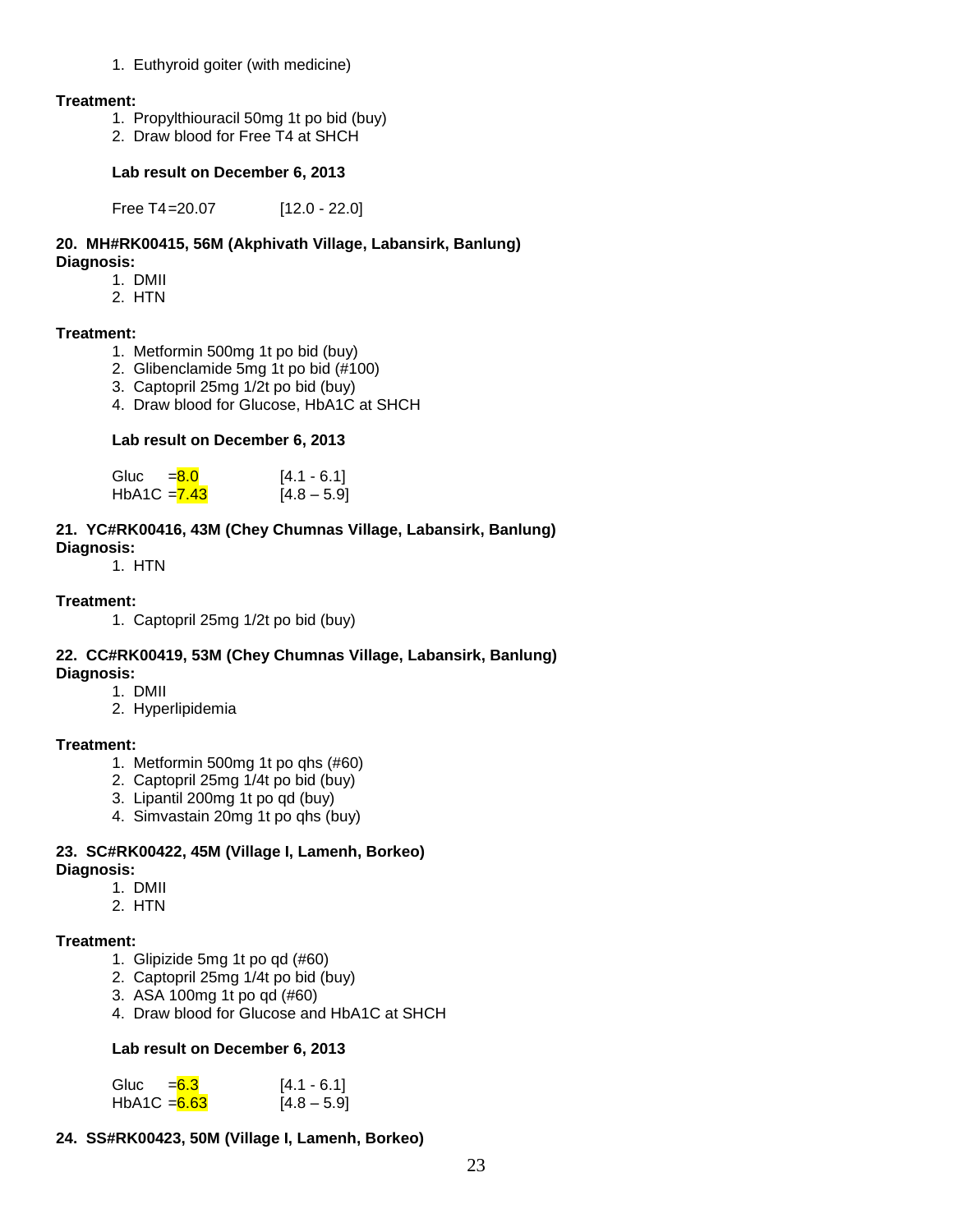1. Euthyroid goiter (with medicine)

**Treatment:**

1. Propylthiouracil 50mg 1t po bid (buy)
2. Draw blood for Free T4 at SHCH

**Lab result on December 6, 2013**

Free T4=20.07 [12.0 - 22.0]

**20. MH#RK00415, 56M (Akphivath Village, Labansirk, Banlung)**
**Diagnosis:**

1. DMII
2. HTN

**Treatment:**

1. Metformin 500mg 1t po bid (buy)
2. Glibenclamide 5mg 1t po bid (#100)
3. Captopril 25mg 1/2t po bid (buy)
4. Draw blood for Glucose, HbA1C at SHCH

**Lab result on December 6, 2013**

Gluc =8.0 [4.1 - 6.1]
HbA1C =7.43 [4.8 – 5.9]

**21. YC#RK00416, 43M (Chey Chumnas Village, Labansirk, Banlung)**
**Diagnosis:**

1. HTN

**Treatment:**

1. Captopril 25mg 1/2t po bid (buy)

**22. CC#RK00419, 53M (Chey Chumnas Village, Labansirk, Banlung)**
**Diagnosis:**

1. DMII
2. Hyperlipidemia

**Treatment:**

1. Metformin 500mg 1t po qhs (#60)
2. Captopril 25mg 1/4t po bid (buy)
3. Lipantil 200mg 1t po qd (buy)
4. Simvastain 20mg 1t po qhs (buy)

**23. SC#RK00422, 45M (Village I, Lamenh, Borkeo)**
**Diagnosis:**

1. DMII
2. HTN

**Treatment:**

1. Glipizide 5mg 1t po qd (#60)
2. Captopril 25mg 1/4t po bid (buy)
3. ASA 100mg 1t po qd (#60)
4. Draw blood for Glucose and HbA1C at SHCH

**Lab result on December 6, 2013**

Gluc =6.3 [4.1 - 6.1]
HbA1C =6.63 [4.8 – 5.9]

**24. SS#RK00423, 50M (Village I, Lamenh, Borkeo)**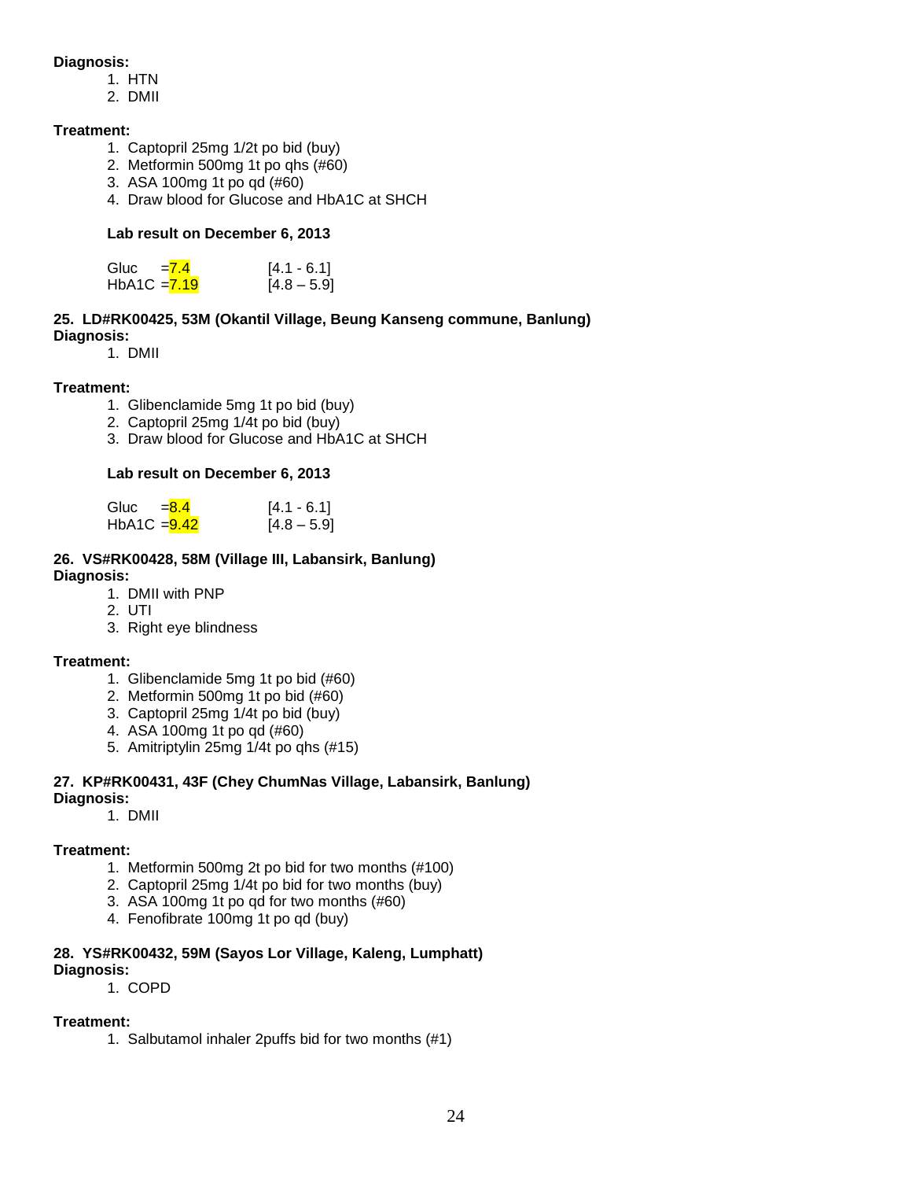**Diagnosis:**

1. HTN
2. DMII

**Treatment:**

1. Captopril 25mg 1/2t po bid (buy)
2. Metformin 500mg 1t po qhs (#60)
3. ASA 100mg 1t po qd (#60)
4. Draw blood for Glucose and HbA1C at SHCH

**Lab result on December 6, 2013**

| | | |
|---|---|---|
| Gluc | =7.4 | [4.1 - 6.1] |
| HbA1C | =7.19 | [4.8 – 5.9] |

**25. LD#RK00425, 53M (Okantil Village, Beung Kanseng commune, Banlung)**

**Diagnosis:**

1. DMII

**Treatment:**

1. Glibenclamide 5mg 1t po bid (buy)
2. Captopril 25mg 1/4t po bid (buy)
3. Draw blood for Glucose and HbA1C at SHCH

**Lab result on December 6, 2013**

| | | |
|---|---|---|
| Gluc | =8.4 | [4.1 - 6.1] |
| HbA1C | =9.42 | [4.8 – 5.9] |

**26. VS#RK00428, 58M (Village III, Labansirk, Banlung)**

**Diagnosis:**

1. DMII with PNP
2. UTI
3. Right eye blindness

**Treatment:**

1. Glibenclamide 5mg 1t po bid (#60)
2. Metformin 500mg 1t po bid (#60)
3. Captopril 25mg 1/4t po bid (buy)
4. ASA 100mg 1t po qd (#60)
5. Amitriptylin 25mg 1/4t po qhs (#15)

**27. KP#RK00431, 43F (Chey ChumNas Village, Labansirk, Banlung)**

**Diagnosis:**

1. DMII

**Treatment:**

1. Metformin 500mg 2t po bid for two months (#100)
2. Captopril 25mg 1/4t po bid for two months (buy)
3. ASA 100mg 1t po qd for two months (#60)
4. Fenofibrate 100mg 1t po qd (buy)

**28. YS#RK00432, 59M (Sayos Lor Village, Kaleng, Lumphatt)**

**Diagnosis:**

1. COPD

**Treatment:**

1. Salbutamol inhaler 2puffs bid for two months (#1)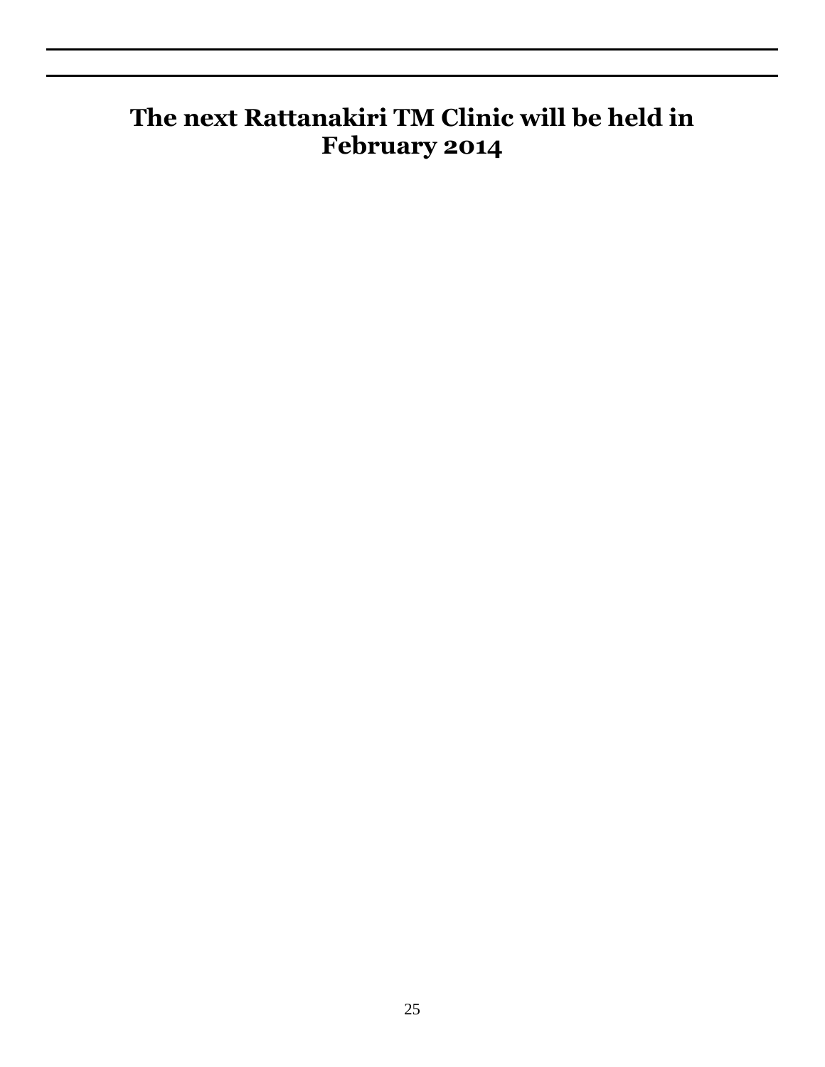## The next Rattanakiri TM Clinic will be held in February 2014